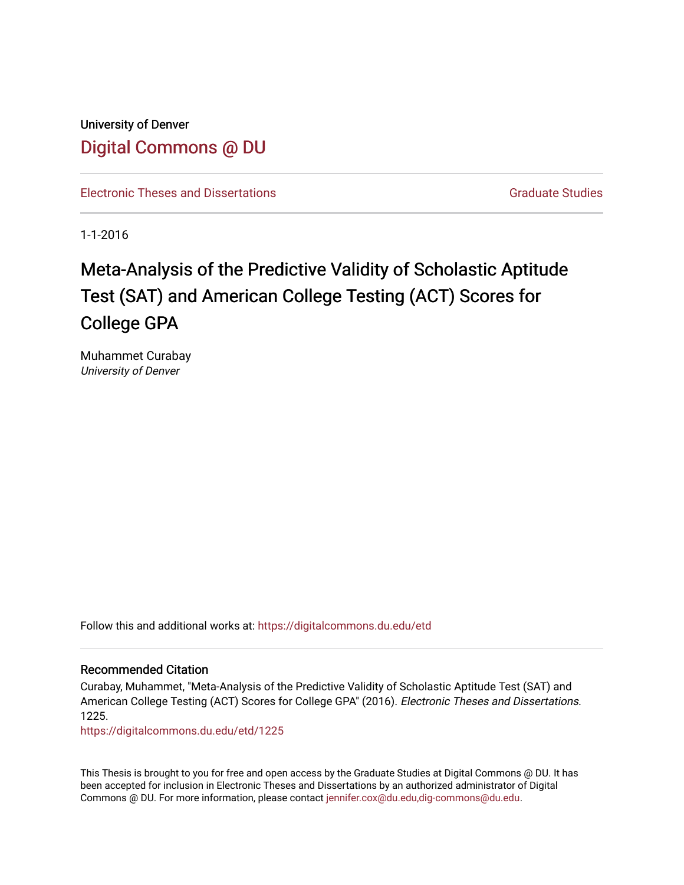University of Denver

# Digital Commons @ DU

Electronic Theses and Dissertations | Graduate Studies

1-1-2016

# Meta-Analysis of the Predictive Validity of Scholastic Aptitude Test (SAT) and American College Testing (ACT) Scores for College GPA

Muhammet Curabay
*University of Denver*

Follow this and additional works at: https://digitalcommons.du.edu/etd

### Recommended Citation

Curabay, Muhammet, "Meta-Analysis of the Predictive Validity of Scholastic Aptitude Test (SAT) and American College Testing (ACT) Scores for College GPA" (2016). *Electronic Theses and Dissertations*. 1225.
https://digitalcommons.du.edu/etd/1225

This Thesis is brought to you for free and open access by the Graduate Studies at Digital Commons @ DU. It has been accepted for inclusion in Electronic Theses and Dissertations by an authorized administrator of Digital Commons @ DU. For more information, please contact jennifer.cox@du.edu,dig-commons@du.edu.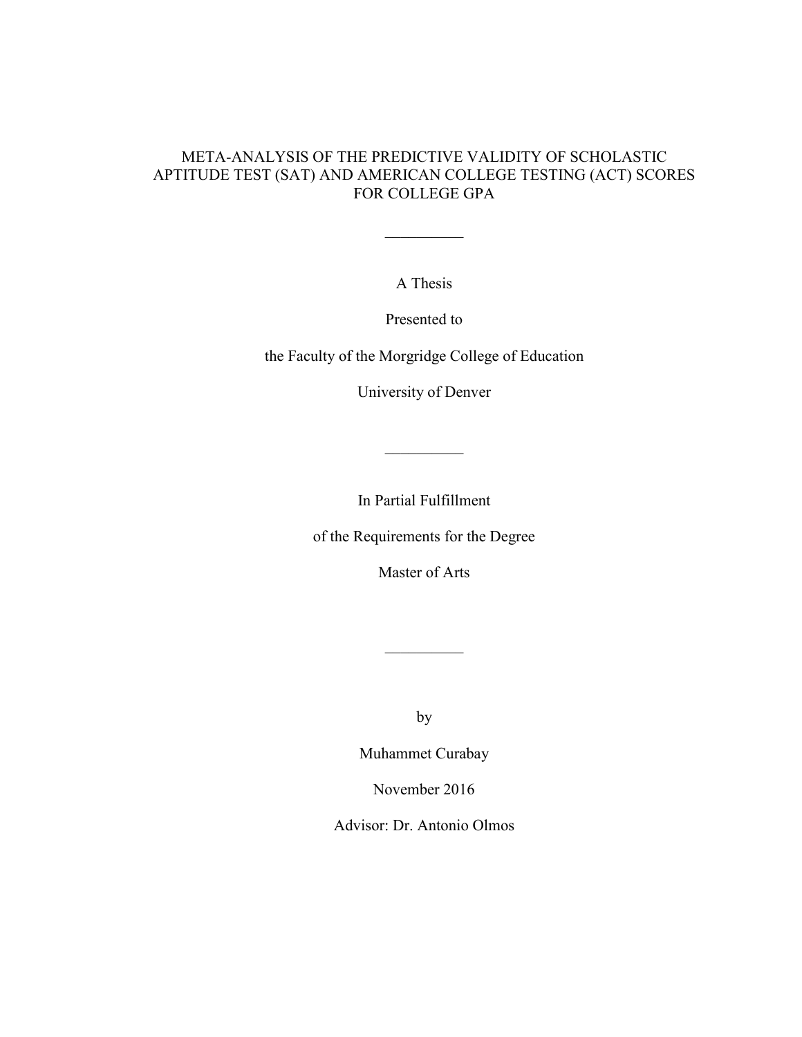# META-ANALYSIS OF THE PREDICTIVE VALIDITY OF SCHOLASTIC APTITUDE TEST (SAT) AND AMERICAN COLLEGE TESTING (ACT) SCORES FOR COLLEGE GPA

__________

A Thesis

Presented to

the Faculty of the Morgridge College of Education

University of Denver

__________

In Partial Fulfillment

of the Requirements for the Degree

Master of Arts

__________

by

Muhammet Curabay

November 2016

Advisor: Dr. Antonio Olmos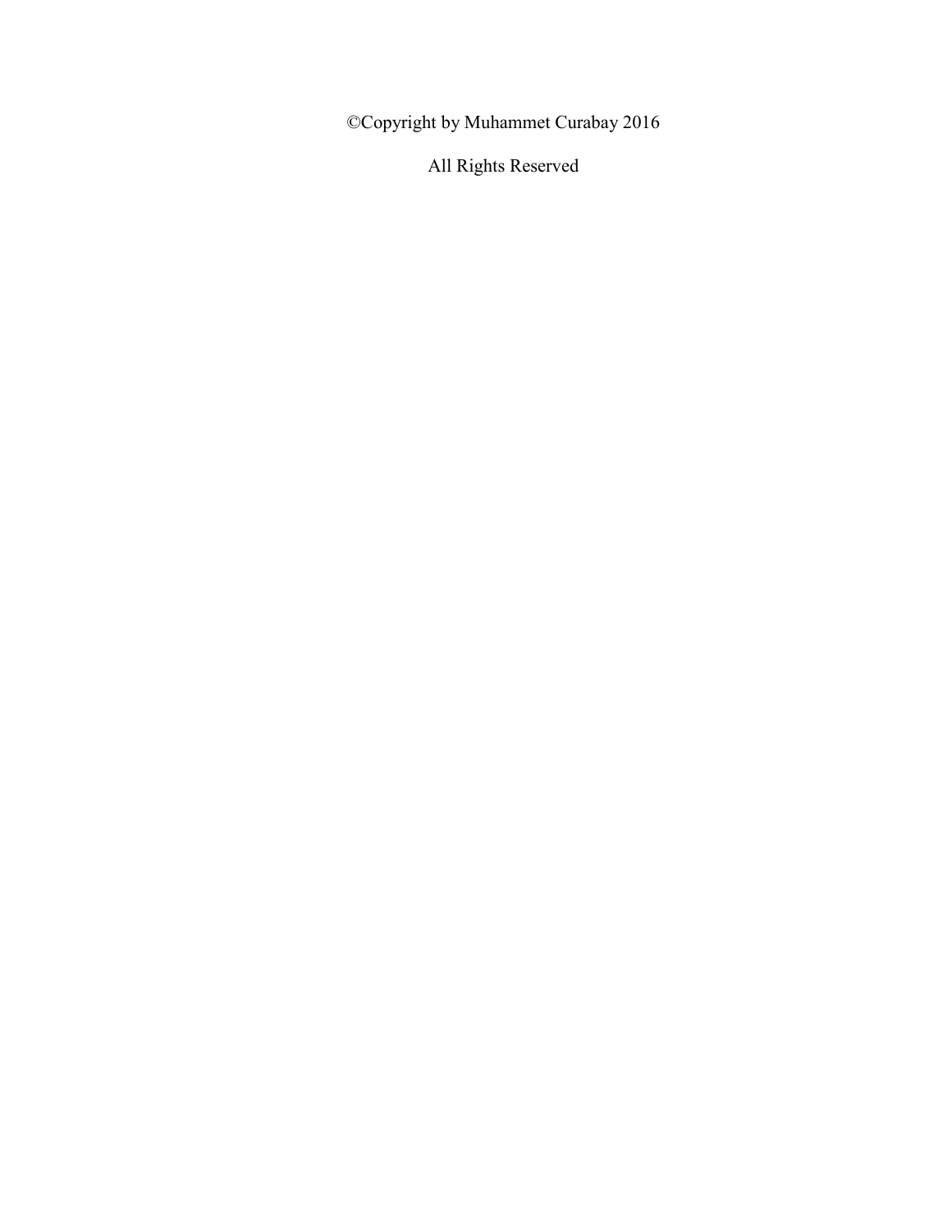©Copyright by Muhammet Curabay 2016

All Rights Reserved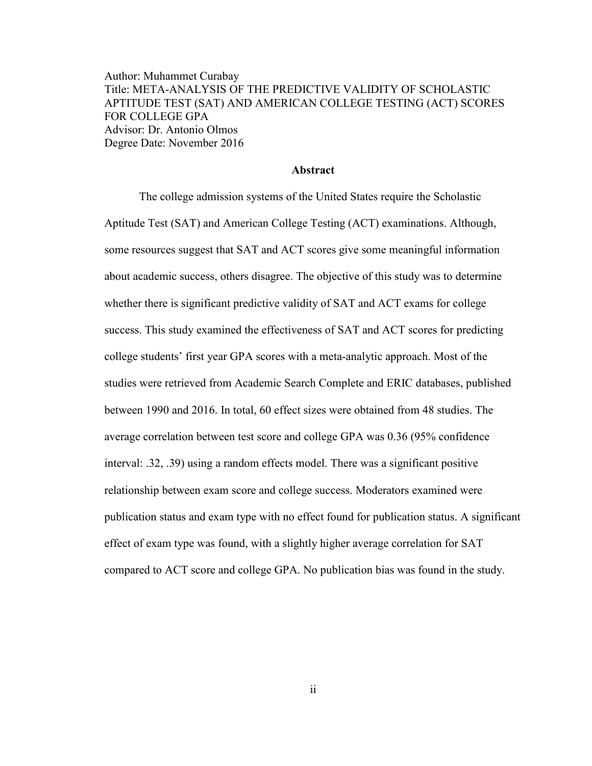Author: Muhammet Curabay
Title: META-ANALYSIS OF THE PREDICTIVE VALIDITY OF SCHOLASTIC APTITUDE TEST (SAT) AND AMERICAN COLLEGE TESTING (ACT) SCORES FOR COLLEGE GPA
Advisor: Dr. Antonio Olmos
Degree Date: November 2016

## Abstract

The college admission systems of the United States require the Scholastic Aptitude Test (SAT) and American College Testing (ACT) examinations. Although, some resources suggest that SAT and ACT scores give some meaningful information about academic success, others disagree. The objective of this study was to determine whether there is significant predictive validity of SAT and ACT exams for college success. This study examined the effectiveness of SAT and ACT scores for predicting college students' first year GPA scores with a meta-analytic approach. Most of the studies were retrieved from Academic Search Complete and ERIC databases, published between 1990 and 2016. In total, 60 effect sizes were obtained from 48 studies. The average correlation between test score and college GPA was 0.36 (95% confidence interval: .32, .39) using a random effects model. There was a significant positive relationship between exam score and college success. Moderators examined were publication status and exam type with no effect found for publication status. A significant effect of exam type was found, with a slightly higher average correlation for SAT compared to ACT score and college GPA. No publication bias was found in the study.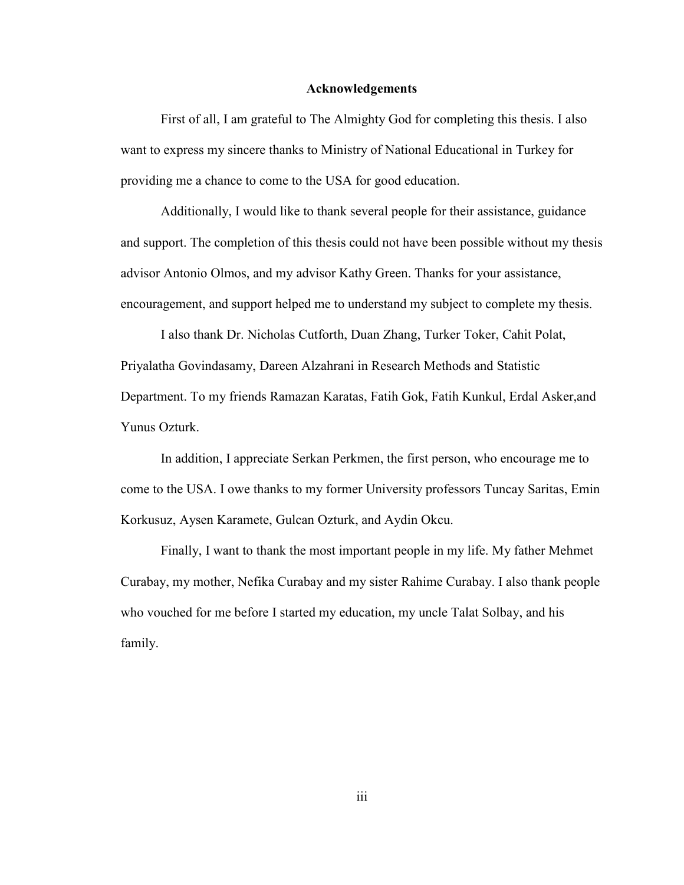## Acknowledgements

First of all, I am grateful to The Almighty God for completing this thesis. I also want to express my sincere thanks to Ministry of National Educational in Turkey for providing me a chance to come to the USA for good education.

Additionally, I would like to thank several people for their assistance, guidance and support. The completion of this thesis could not have been possible without my thesis advisor Antonio Olmos, and my advisor Kathy Green. Thanks for your assistance, encouragement, and support helped me to understand my subject to complete my thesis.

I also thank Dr. Nicholas Cutforth, Duan Zhang, Turker Toker, Cahit Polat, Priyalatha Govindasamy, Dareen Alzahrani in Research Methods and Statistic Department. To my friends Ramazan Karatas, Fatih Gok, Fatih Kunkul, Erdal Asker,and Yunus Ozturk.

In addition, I appreciate Serkan Perkmen, the first person, who encourage me to come to the USA. I owe thanks to my former University professors Tuncay Saritas, Emin Korkusuz, Aysen Karamete, Gulcan Ozturk, and Aydin Okcu.

Finally, I want to thank the most important people in my life. My father Mehmet Curabay, my mother, Nefika Curabay and my sister Rahime Curabay. I also thank people who vouched for me before I started my education, my uncle Talat Solbay, and his family.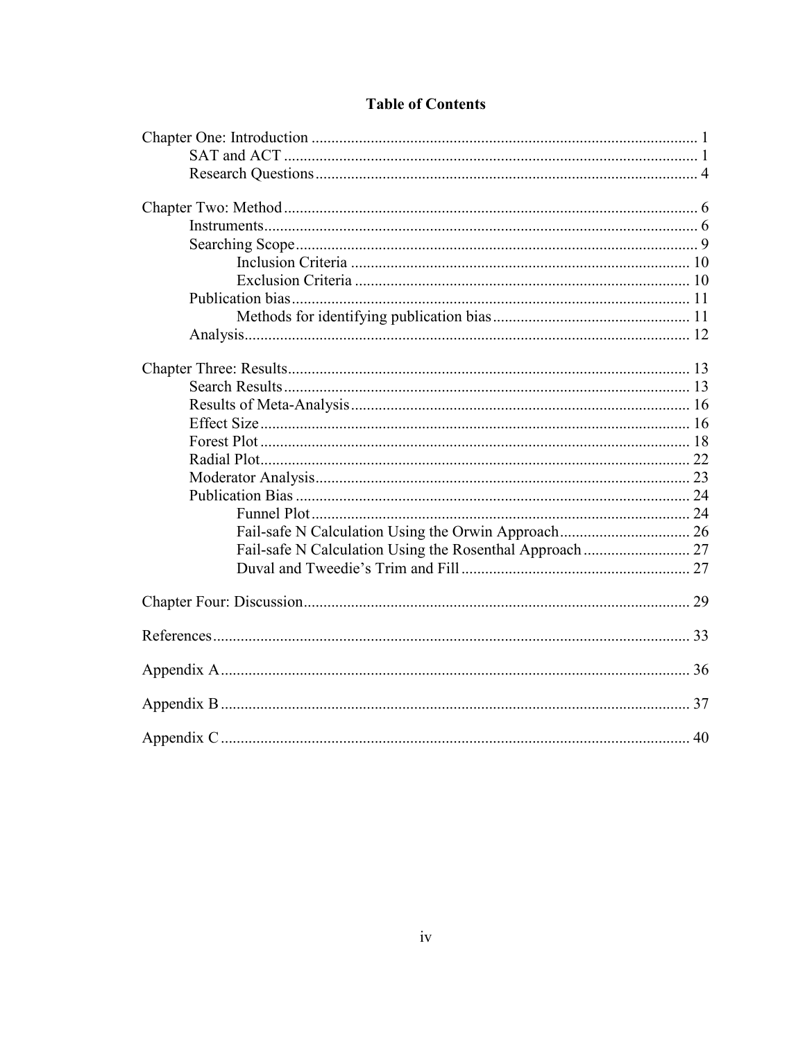# Table of Contents

Chapter One: Introduction ........................................................................................... 1
- SAT and ACT ........................................................................................................ 1
- Research Questions ............................................................................................... 4

Chapter Two: Method .................................................................................................. 6
- Instruments ............................................................................................................ 6
- Searching Scope ..................................................................................................... 9
  - Inclusion Criteria ............................................................................................ 10
  - Exclusion Criteria ........................................................................................... 10
- Publication bias .................................................................................................... 11
  - Methods for identifying publication bias ........................................................ 11
- Analysis ................................................................................................................ 12

Chapter Three: Results ............................................................................................... 13
- Search Results ...................................................................................................... 13
- Results of Meta-Analysis ..................................................................................... 16
- Effect Size ............................................................................................................ 16
- Forest Plot ............................................................................................................ 18
- Radial Plot ............................................................................................................ 22
- Moderator Analysis .............................................................................................. 23
- Publication Bias ................................................................................................... 24
  - Funnel Plot ..................................................................................................... 24
  - Fail-safe N Calculation Using the Orwin Approach ........................................ 26
  - Fail-safe N Calculation Using the Rosenthal Approach .................................. 27
  - Duval and Tweedie's Trim and Fill ................................................................. 27

Chapter Four: Discussion ............................................................................................ 29

References ................................................................................................................... 33

Appendix A ................................................................................................................. 36

Appendix B ................................................................................................................. 37

Appendix C ................................................................................................................. 40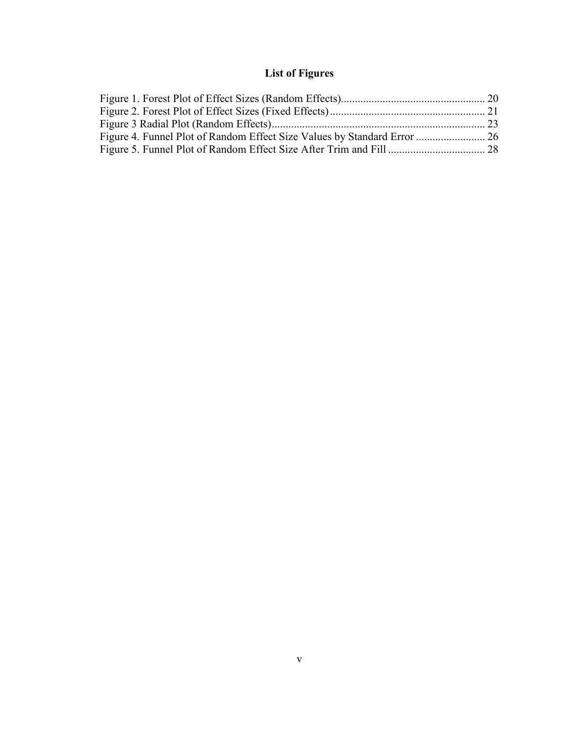# List of Figures

Figure 1. Forest Plot of Effect Sizes (Random Effects) .................................................. 20
Figure 2. Forest Plot of Effect Sizes (Fixed Effects) ...................................................... 21
Figure 3 Radial Plot (Random Effects) ........................................................................... 23
Figure 4. Funnel Plot of Random Effect Size Values by Standard Error ......................... 26
Figure 5. Funnel Plot of Random Effect Size After Trim and Fill .................................. 28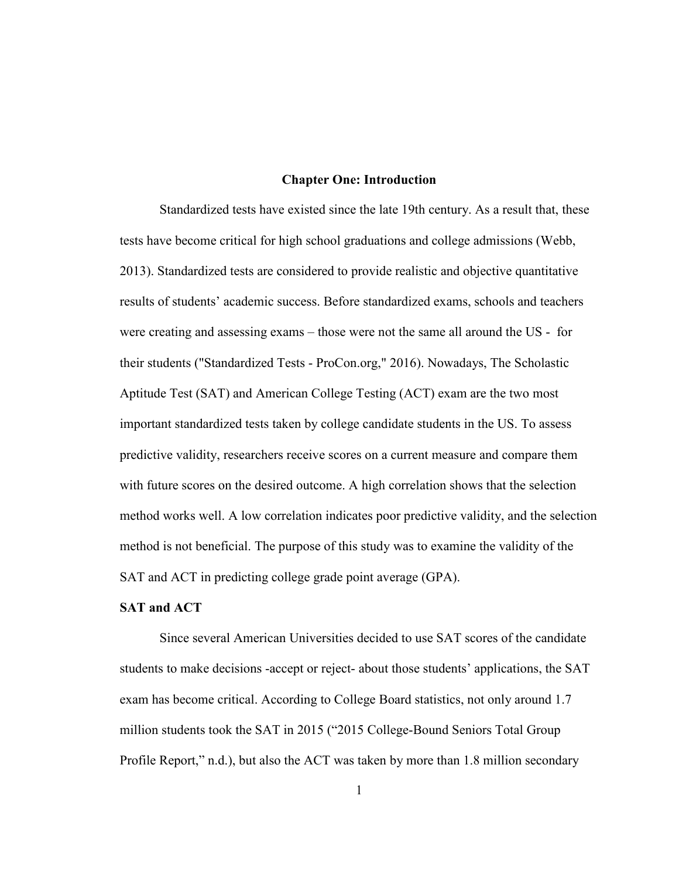# Chapter One: Introduction

Standardized tests have existed since the late 19th century. As a result that, these tests have become critical for high school graduations and college admissions (Webb, 2013). Standardized tests are considered to provide realistic and objective quantitative results of students' academic success. Before standardized exams, schools and teachers were creating and assessing exams – those were not the same all around the US - for their students ("Standardized Tests - ProCon.org," 2016). Nowadays, The Scholastic Aptitude Test (SAT) and American College Testing (ACT) exam are the two most important standardized tests taken by college candidate students in the US. To assess predictive validity, researchers receive scores on a current measure and compare them with future scores on the desired outcome. A high correlation shows that the selection method works well. A low correlation indicates poor predictive validity, and the selection method is not beneficial. The purpose of this study was to examine the validity of the SAT and ACT in predicting college grade point average (GPA).

## SAT and ACT

Since several American Universities decided to use SAT scores of the candidate students to make decisions -accept or reject- about those students' applications, the SAT exam has become critical. According to College Board statistics, not only around 1.7 million students took the SAT in 2015 ("2015 College-Bound Seniors Total Group Profile Report," n.d.), but also the ACT was taken by more than 1.8 million secondary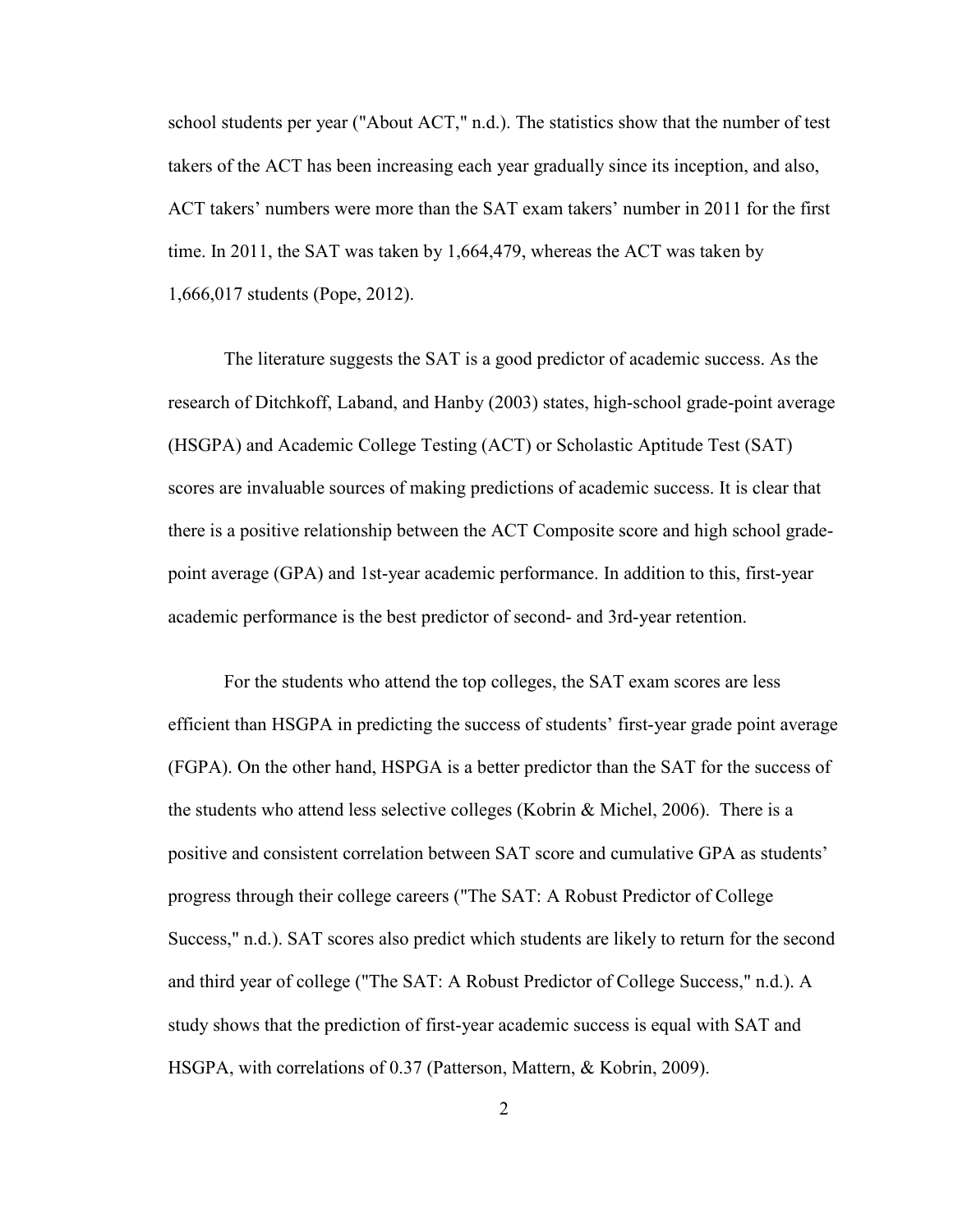school students per year ("About ACT," n.d.). The statistics show that the number of test takers of the ACT has been increasing each year gradually since its inception, and also, ACT takers' numbers were more than the SAT exam takers' number in 2011 for the first time. In 2011, the SAT was taken by 1,664,479, whereas the ACT was taken by 1,666,017 students (Pope, 2012).

The literature suggests the SAT is a good predictor of academic success. As the research of Ditchkoff, Laband, and Hanby (2003) states, high-school grade-point average (HSGPA) and Academic College Testing (ACT) or Scholastic Aptitude Test (SAT) scores are invaluable sources of making predictions of academic success. It is clear that there is a positive relationship between the ACT Composite score and high school grade-point average (GPA) and 1st-year academic performance. In addition to this, first-year academic performance is the best predictor of second- and 3rd-year retention.

For the students who attend the top colleges, the SAT exam scores are less efficient than HSGPA in predicting the success of students' first-year grade point average (FGPA). On the other hand, HSPGA is a better predictor than the SAT for the success of the students who attend less selective colleges (Kobrin & Michel, 2006). There is a positive and consistent correlation between SAT score and cumulative GPA as students' progress through their college careers ("The SAT: A Robust Predictor of College Success," n.d.). SAT scores also predict which students are likely to return for the second and third year of college ("The SAT: A Robust Predictor of College Success," n.d.). A study shows that the prediction of first-year academic success is equal with SAT and HSGPA, with correlations of 0.37 (Patterson, Mattern, & Kobrin, 2009).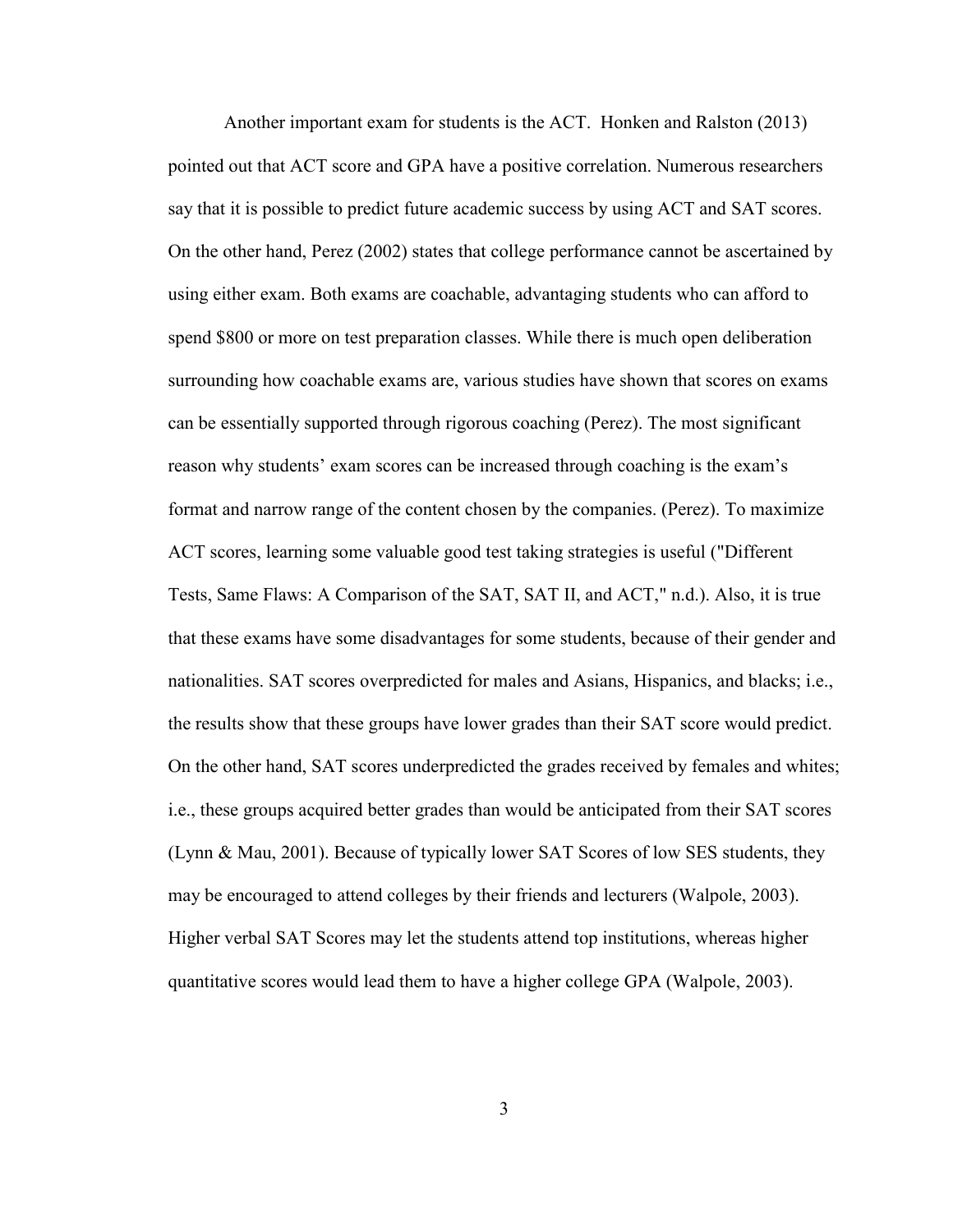Another important exam for students is the ACT. Honken and Ralston (2013) pointed out that ACT score and GPA have a positive correlation. Numerous researchers say that it is possible to predict future academic success by using ACT and SAT scores. On the other hand, Perez (2002) states that college performance cannot be ascertained by using either exam. Both exams are coachable, advantaging students who can afford to spend $800 or more on test preparation classes. While there is much open deliberation surrounding how coachable exams are, various studies have shown that scores on exams can be essentially supported through rigorous coaching (Perez). The most significant reason why students' exam scores can be increased through coaching is the exam's format and narrow range of the content chosen by the companies. (Perez). To maximize ACT scores, learning some valuable good test taking strategies is useful ("Different Tests, Same Flaws: A Comparison of the SAT, SAT II, and ACT," n.d.). Also, it is true that these exams have some disadvantages for some students, because of their gender and nationalities. SAT scores overpredicted for males and Asians, Hispanics, and blacks; i.e., the results show that these groups have lower grades than their SAT score would predict. On the other hand, SAT scores underpredicted the grades received by females and whites; i.e., these groups acquired better grades than would be anticipated from their SAT scores (Lynn & Mau, 2001). Because of typically lower SAT Scores of low SES students, they may be encouraged to attend colleges by their friends and lecturers (Walpole, 2003). Higher verbal SAT Scores may let the students attend top institutions, whereas higher quantitative scores would lead them to have a higher college GPA (Walpole, 2003).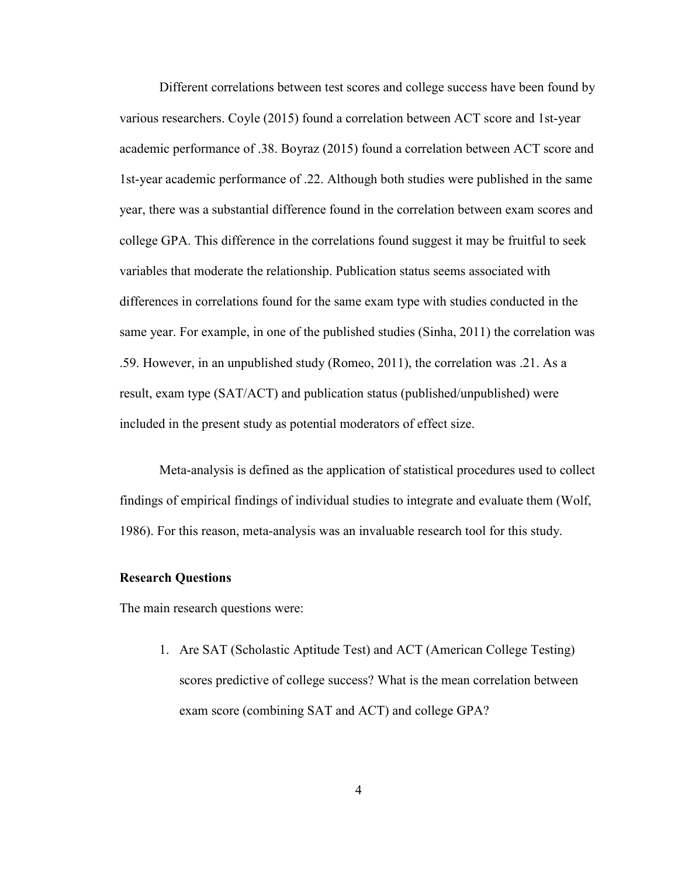Different correlations between test scores and college success have been found by various researchers. Coyle (2015) found a correlation between ACT score and 1st-year academic performance of .38. Boyraz (2015) found a correlation between ACT score and 1st-year academic performance of .22. Although both studies were published in the same year, there was a substantial difference found in the correlation between exam scores and college GPA. This difference in the correlations found suggest it may be fruitful to seek variables that moderate the relationship. Publication status seems associated with differences in correlations found for the same exam type with studies conducted in the same year. For example, in one of the published studies (Sinha, 2011) the correlation was .59. However, in an unpublished study (Romeo, 2011), the correlation was .21. As a result, exam type (SAT/ACT) and publication status (published/unpublished) were included in the present study as potential moderators of effect size.

Meta-analysis is defined as the application of statistical procedures used to collect findings of empirical findings of individual studies to integrate and evaluate them (Wolf, 1986). For this reason, meta-analysis was an invaluable research tool for this study.

### Research Questions

The main research questions were:

1. Are SAT (Scholastic Aptitude Test) and ACT (American College Testing) scores predictive of college success? What is the mean correlation between exam score (combining SAT and ACT) and college GPA?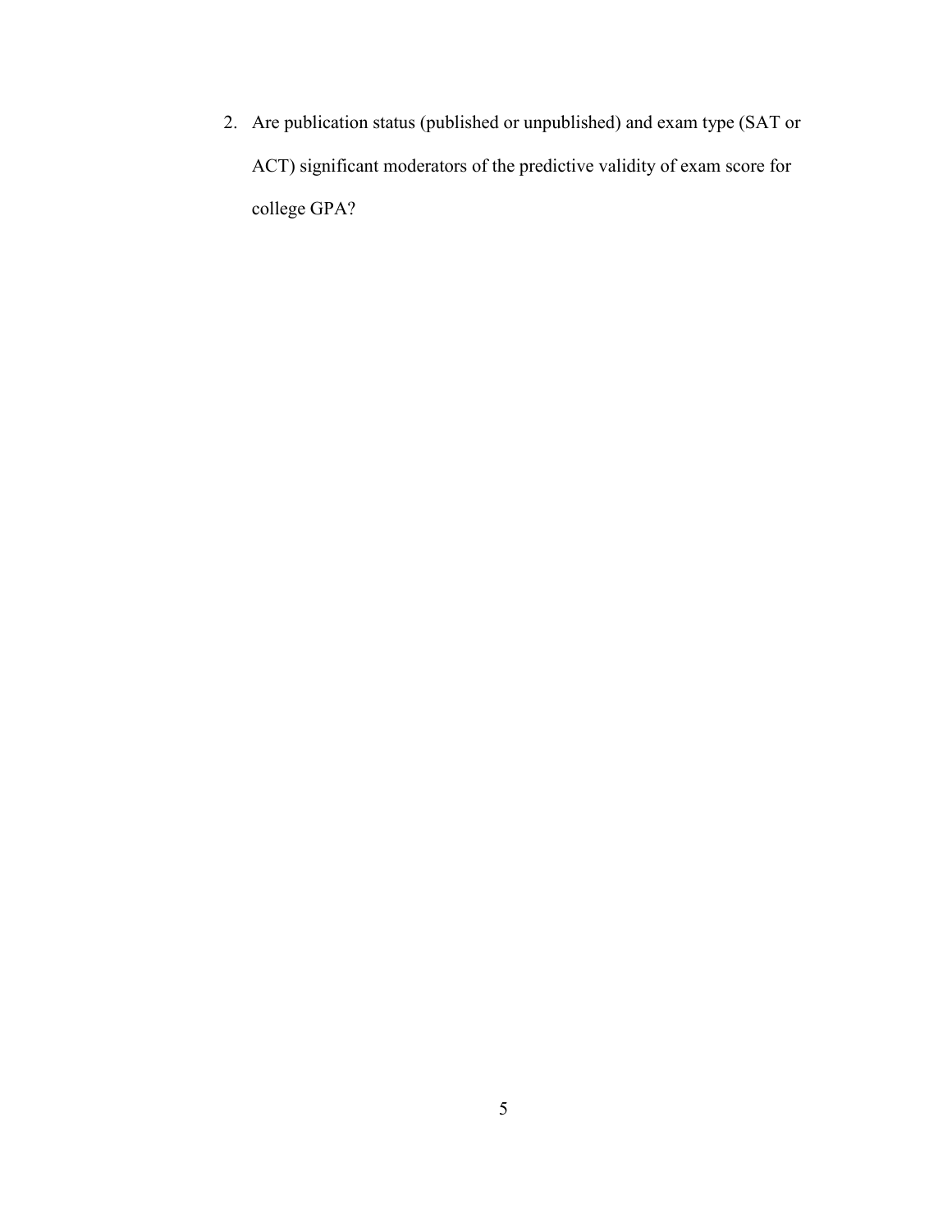2. Are publication status (published or unpublished) and exam type (SAT or ACT) significant moderators of the predictive validity of exam score for college GPA?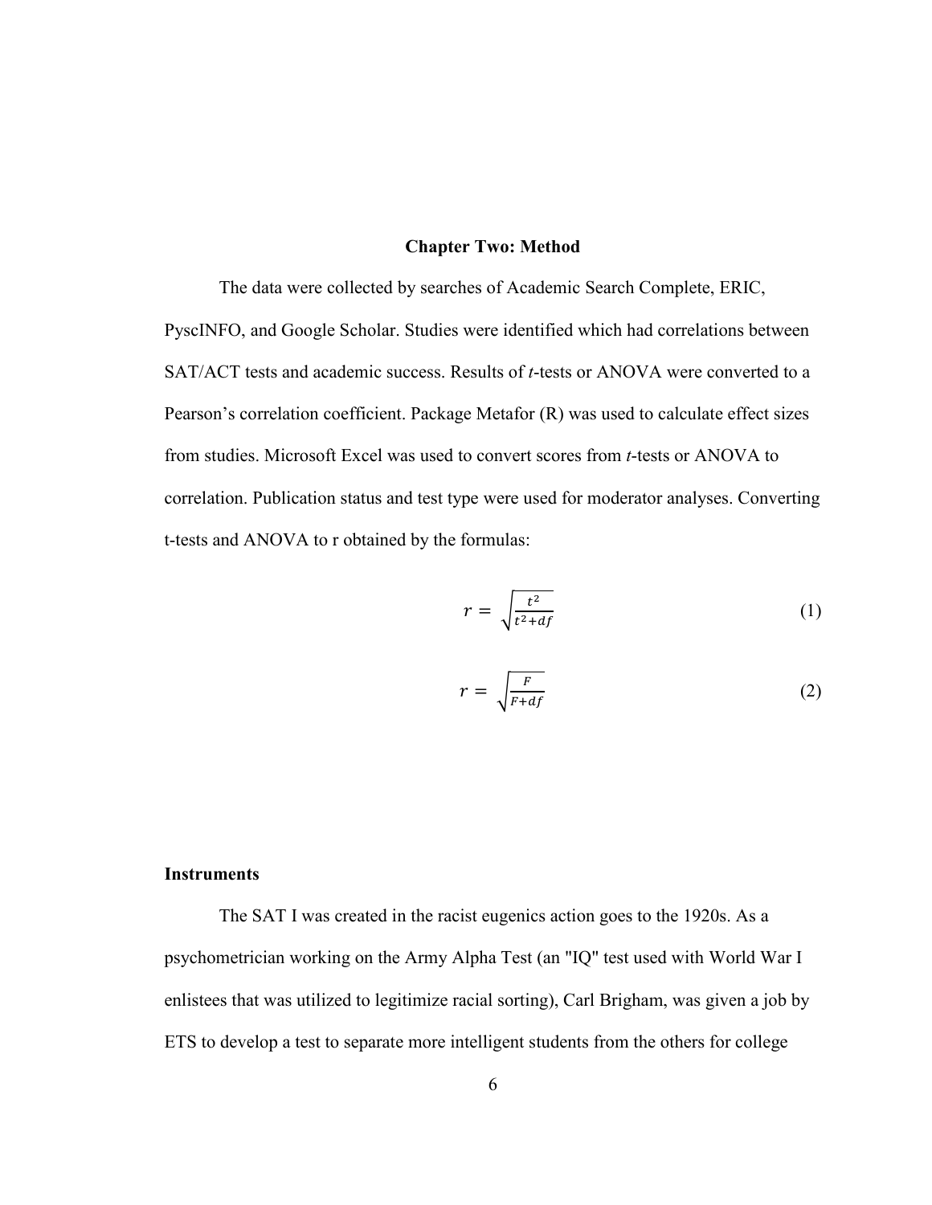## Chapter Two: Method

The data were collected by searches of Academic Search Complete, ERIC, PyscINFO, and Google Scholar. Studies were identified which had correlations between SAT/ACT tests and academic success. Results of *t*-tests or ANOVA were converted to a Pearson's correlation coefficient. Package Metafor (R) was used to calculate effect sizes from studies. Microsoft Excel was used to convert scores from *t*-tests or ANOVA to correlation. Publication status and test type were used for moderator analyses. Converting t-tests and ANOVA to r obtained by the formulas:

$$r = \sqrt{\frac{t^2}{t^2 + df}} \tag{1}$$

$$r = \sqrt{\frac{F}{F + df}} \tag{2}$$

### Instruments

The SAT I was created in the racist eugenics action goes to the 1920s. As a psychometrician working on the Army Alpha Test (an "IQ" test used with World War I enlistees that was utilized to legitimize racial sorting), Carl Brigham, was given a job by ETS to develop a test to separate more intelligent students from the others for college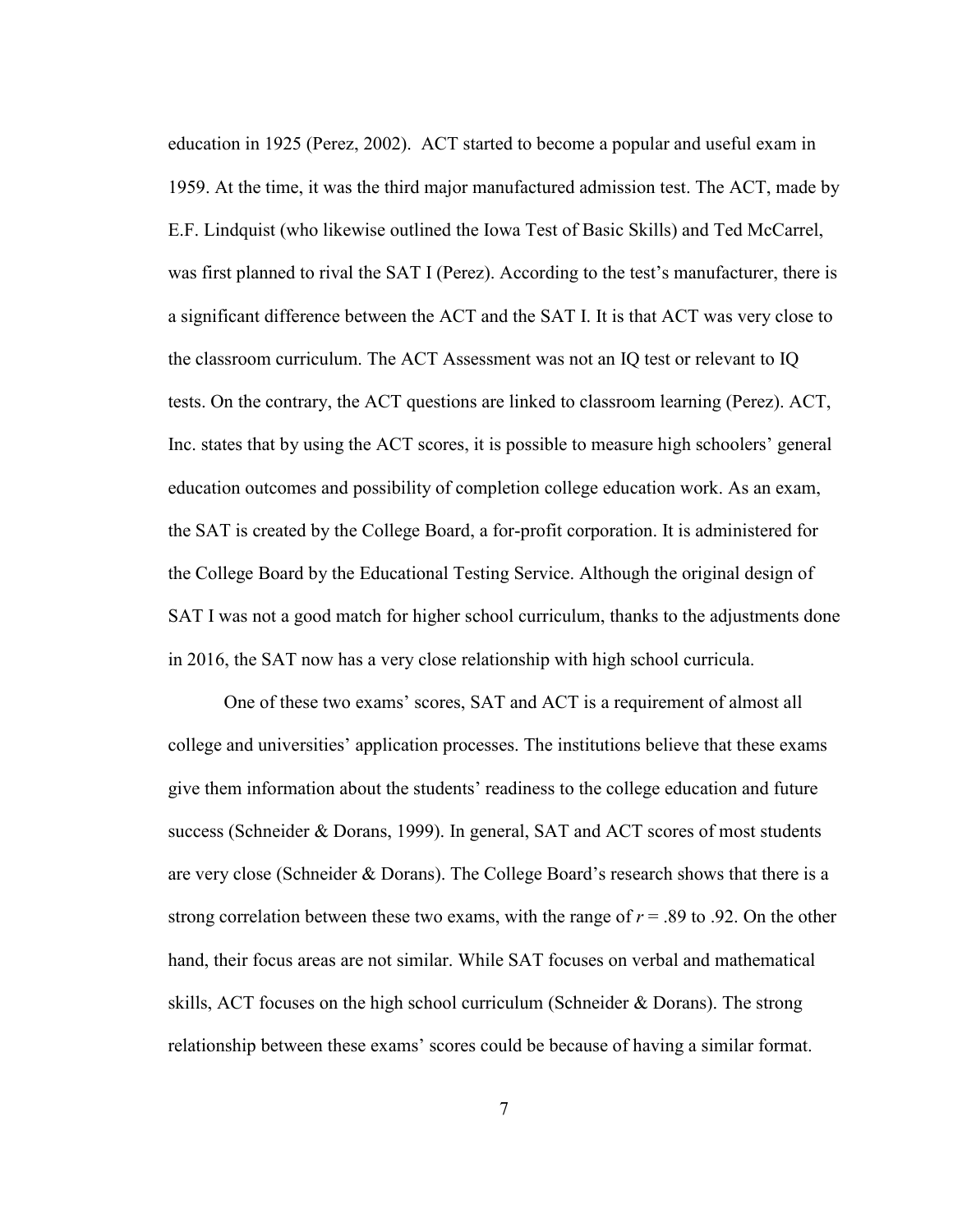education in 1925 (Perez, 2002). ACT started to become a popular and useful exam in 1959. At the time, it was the third major manufactured admission test. The ACT, made by E.F. Lindquist (who likewise outlined the Iowa Test of Basic Skills) and Ted McCarrel, was first planned to rival the SAT I (Perez). According to the test's manufacturer, there is a significant difference between the ACT and the SAT I. It is that ACT was very close to the classroom curriculum. The ACT Assessment was not an IQ test or relevant to IQ tests. On the contrary, the ACT questions are linked to classroom learning (Perez). ACT, Inc. states that by using the ACT scores, it is possible to measure high schoolers' general education outcomes and possibility of completion college education work. As an exam, the SAT is created by the College Board, a for-profit corporation. It is administered for the College Board by the Educational Testing Service. Although the original design of SAT I was not a good match for higher school curriculum, thanks to the adjustments done in 2016, the SAT now has a very close relationship with high school curricula.

One of these two exams' scores, SAT and ACT is a requirement of almost all college and universities' application processes. The institutions believe that these exams give them information about the students' readiness to the college education and future success (Schneider & Dorans, 1999). In general, SAT and ACT scores of most students are very close (Schneider & Dorans). The College Board's research shows that there is a strong correlation between these two exams, with the range of $r$ = .89 to .92. On the other hand, their focus areas are not similar. While SAT focuses on verbal and mathematical skills, ACT focuses on the high school curriculum (Schneider & Dorans). The strong relationship between these exams' scores could be because of having a similar format.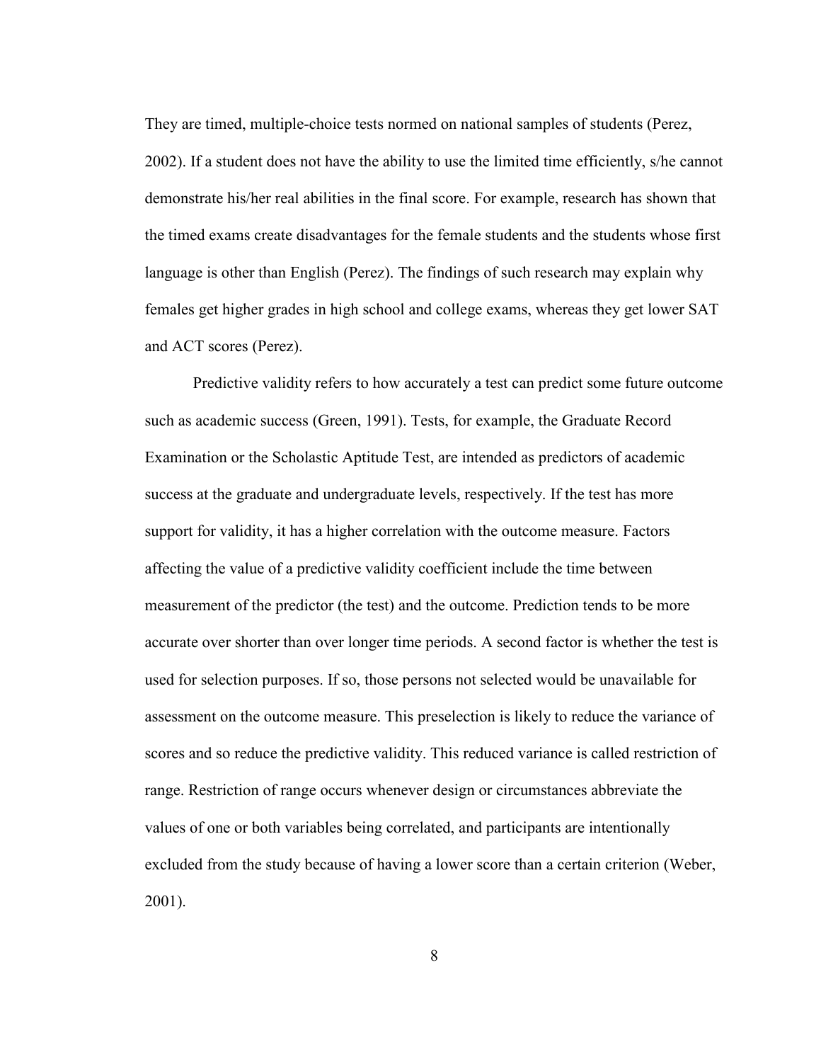They are timed, multiple-choice tests normed on national samples of students (Perez, 2002). If a student does not have the ability to use the limited time efficiently, s/he cannot demonstrate his/her real abilities in the final score. For example, research has shown that the timed exams create disadvantages for the female students and the students whose first language is other than English (Perez). The findings of such research may explain why females get higher grades in high school and college exams, whereas they get lower SAT and ACT scores (Perez).

Predictive validity refers to how accurately a test can predict some future outcome such as academic success (Green, 1991). Tests, for example, the Graduate Record Examination or the Scholastic Aptitude Test, are intended as predictors of academic success at the graduate and undergraduate levels, respectively. If the test has more support for validity, it has a higher correlation with the outcome measure. Factors affecting the value of a predictive validity coefficient include the time between measurement of the predictor (the test) and the outcome. Prediction tends to be more accurate over shorter than over longer time periods. A second factor is whether the test is used for selection purposes. If so, those persons not selected would be unavailable for assessment on the outcome measure. This preselection is likely to reduce the variance of scores and so reduce the predictive validity. This reduced variance is called restriction of range. Restriction of range occurs whenever design or circumstances abbreviate the values of one or both variables being correlated, and participants are intentionally excluded from the study because of having a lower score than a certain criterion (Weber, 2001).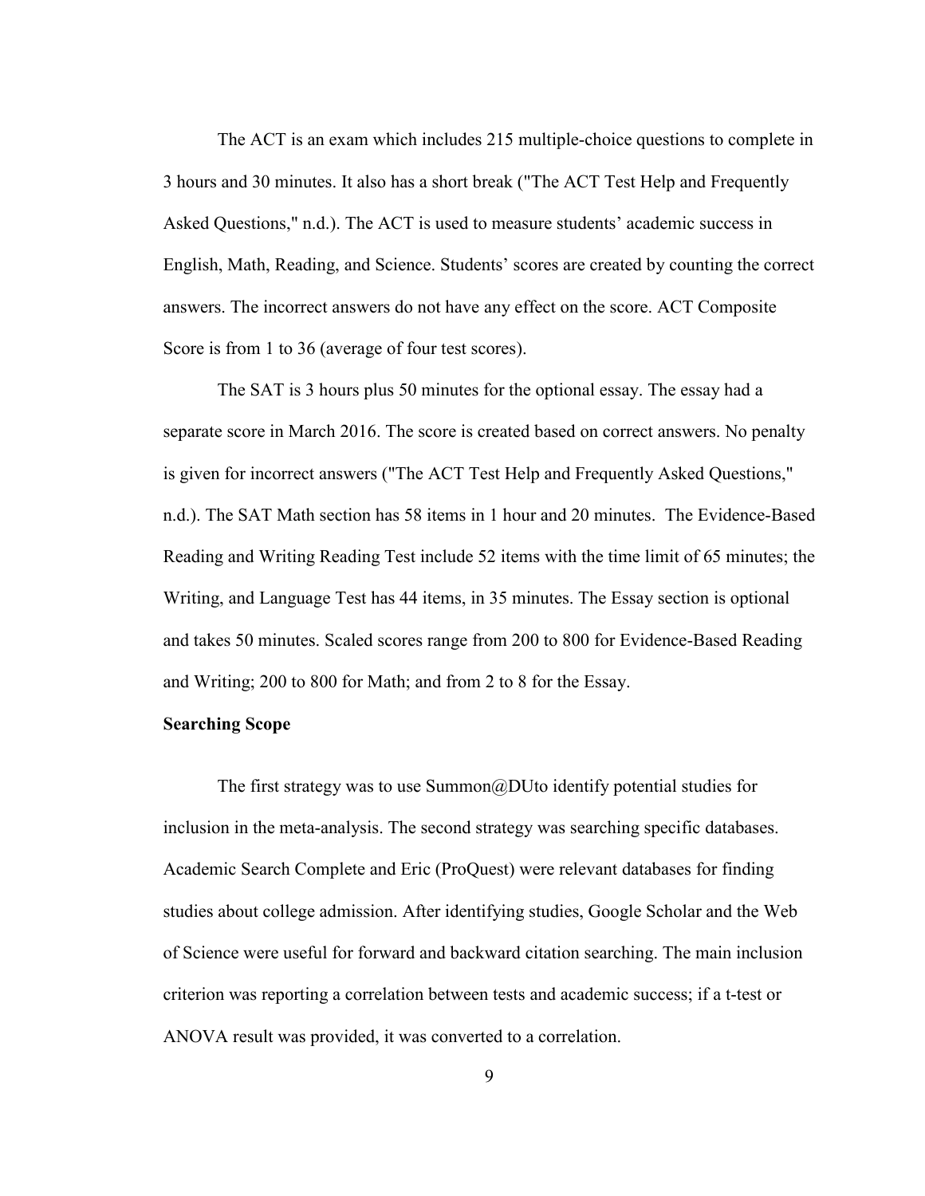The ACT is an exam which includes 215 multiple-choice questions to complete in 3 hours and 30 minutes. It also has a short break ("The ACT Test Help and Frequently Asked Questions," n.d.). The ACT is used to measure students' academic success in English, Math, Reading, and Science. Students' scores are created by counting the correct answers. The incorrect answers do not have any effect on the score. ACT Composite Score is from 1 to 36 (average of four test scores).

The SAT is 3 hours plus 50 minutes for the optional essay. The essay had a separate score in March 2016. The score is created based on correct answers. No penalty is given for incorrect answers ("The ACT Test Help and Frequently Asked Questions," n.d.). The SAT Math section has 58 items in 1 hour and 20 minutes. The Evidence-Based Reading and Writing Reading Test include 52 items with the time limit of 65 minutes; the Writing, and Language Test has 44 items, in 35 minutes. The Essay section is optional and takes 50 minutes. Scaled scores range from 200 to 800 for Evidence-Based Reading and Writing; 200 to 800 for Math; and from 2 to 8 for the Essay.

**Searching Scope**

The first strategy was to use Summon@DUto identify potential studies for inclusion in the meta-analysis. The second strategy was searching specific databases. Academic Search Complete and Eric (ProQuest) were relevant databases for finding studies about college admission. After identifying studies, Google Scholar and the Web of Science were useful for forward and backward citation searching. The main inclusion criterion was reporting a correlation between tests and academic success; if a t-test or ANOVA result was provided, it was converted to a correlation.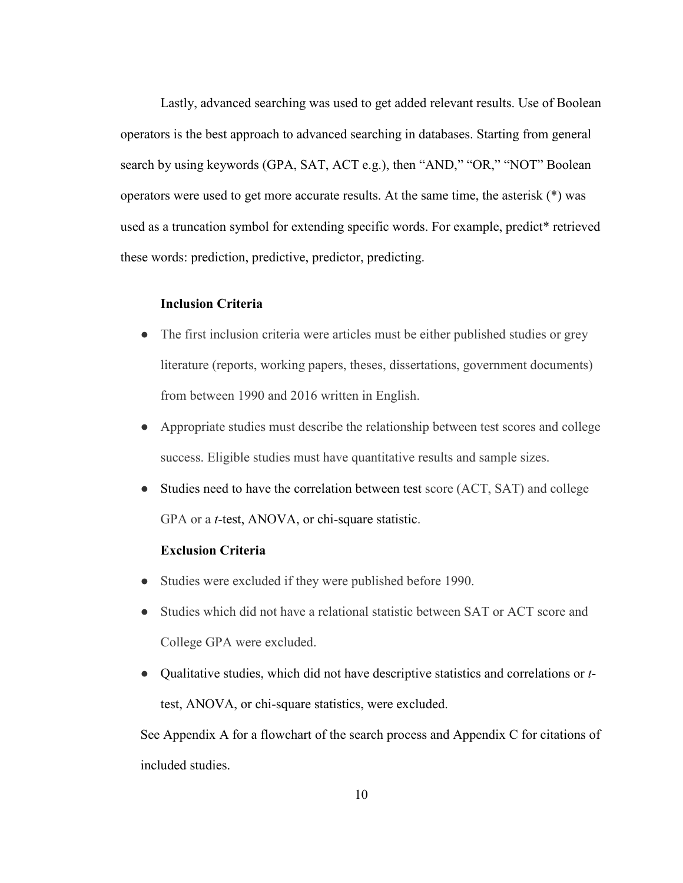Lastly, advanced searching was used to get added relevant results. Use of Boolean operators is the best approach to advanced searching in databases. Starting from general search by using keywords (GPA, SAT, ACT e.g.), then "AND," "OR," "NOT" Boolean operators were used to get more accurate results. At the same time, the asterisk (*) was used as a truncation symbol for extending specific words. For example, predict* retrieved these words: prediction, predictive, predictor, predicting.

**Inclusion Criteria**

- The first inclusion criteria were articles must be either published studies or grey literature (reports, working papers, theses, dissertations, government documents) from between 1990 and 2016 written in English.
- Appropriate studies must describe the relationship between test scores and college success. Eligible studies must have quantitative results and sample sizes.
- Studies need to have the correlation between test score (ACT, SAT) and college GPA or a *t*-test, ANOVA, or chi-square statistic.

**Exclusion Criteria**

- Studies were excluded if they were published before 1990.
- Studies which did not have a relational statistic between SAT or ACT score and College GPA were excluded.
- Qualitative studies, which did not have descriptive statistics and correlations or *t*-test, ANOVA, or chi-square statistics, were excluded.

See Appendix A for a flowchart of the search process and Appendix C for citations of included studies.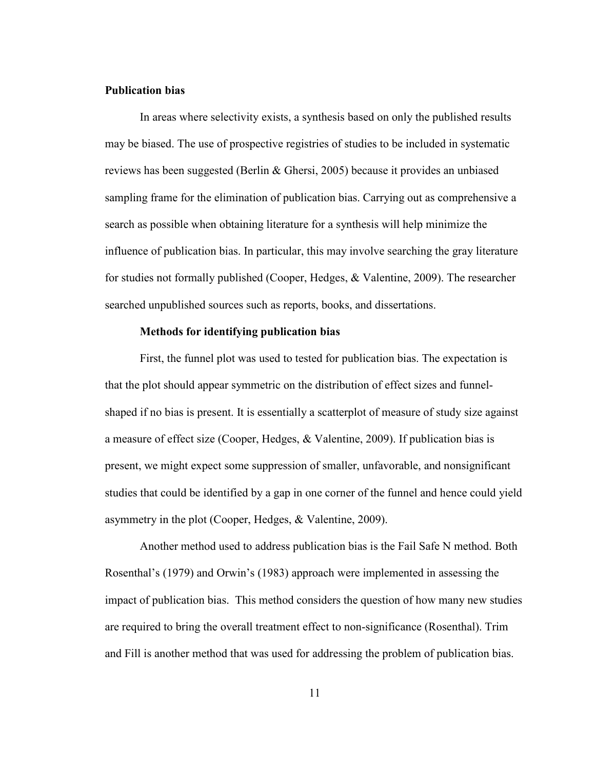**Publication bias**

In areas where selectivity exists, a synthesis based on only the published results may be biased. The use of prospective registries of studies to be included in systematic reviews has been suggested (Berlin & Ghersi, 2005) because it provides an unbiased sampling frame for the elimination of publication bias. Carrying out as comprehensive a search as possible when obtaining literature for a synthesis will help minimize the influence of publication bias. In particular, this may involve searching the gray literature for studies not formally published (Cooper, Hedges, & Valentine, 2009). The researcher searched unpublished sources such as reports, books, and dissertations.

**Methods for identifying publication bias**

First, the funnel plot was used to tested for publication bias. The expectation is that the plot should appear symmetric on the distribution of effect sizes and funnel-shaped if no bias is present. It is essentially a scatterplot of measure of study size against a measure of effect size (Cooper, Hedges, & Valentine, 2009). If publication bias is present, we might expect some suppression of smaller, unfavorable, and nonsignificant studies that could be identified by a gap in one corner of the funnel and hence could yield asymmetry in the plot (Cooper, Hedges, & Valentine, 2009).

Another method used to address publication bias is the Fail Safe N method. Both Rosenthal's (1979) and Orwin's (1983) approach were implemented in assessing the impact of publication bias. This method considers the question of how many new studies are required to bring the overall treatment effect to non-significance (Rosenthal). Trim and Fill is another method that was used for addressing the problem of publication bias.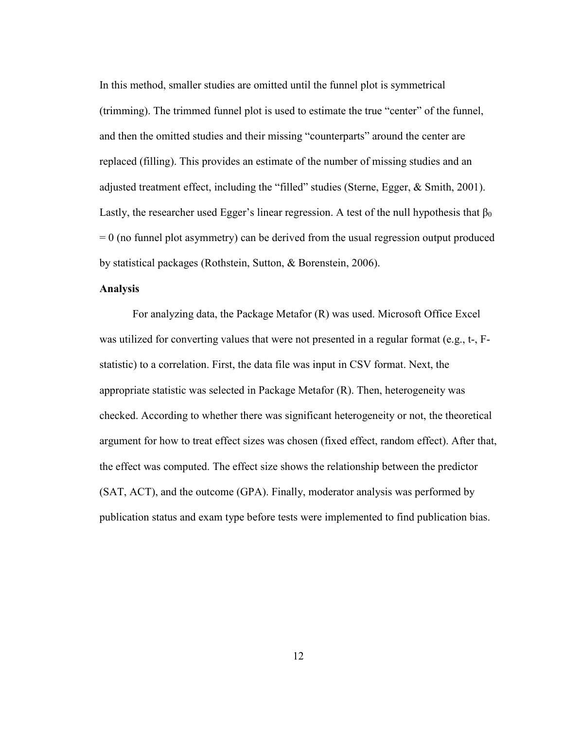In this method, smaller studies are omitted until the funnel plot is symmetrical (trimming). The trimmed funnel plot is used to estimate the true "center" of the funnel, and then the omitted studies and their missing "counterparts" around the center are replaced (filling). This provides an estimate of the number of missing studies and an adjusted treatment effect, including the "filled" studies (Sterne, Egger, & Smith, 2001). Lastly, the researcher used Egger's linear regression. A test of the null hypothesis that $\beta_0 = 0$ (no funnel plot asymmetry) can be derived from the usual regression output produced by statistical packages (Rothstein, Sutton, & Borenstein, 2006).

**Analysis**

For analyzing data, the Package Metafor (R) was used. Microsoft Office Excel was utilized for converting values that were not presented in a regular format (e.g., t-, F-statistic) to a correlation. First, the data file was input in CSV format. Next, the appropriate statistic was selected in Package Metafor (R). Then, heterogeneity was checked. According to whether there was significant heterogeneity or not, the theoretical argument for how to treat effect sizes was chosen (fixed effect, random effect). After that, the effect was computed. The effect size shows the relationship between the predictor (SAT, ACT), and the outcome (GPA). Finally, moderator analysis was performed by publication status and exam type before tests were implemented to find publication bias.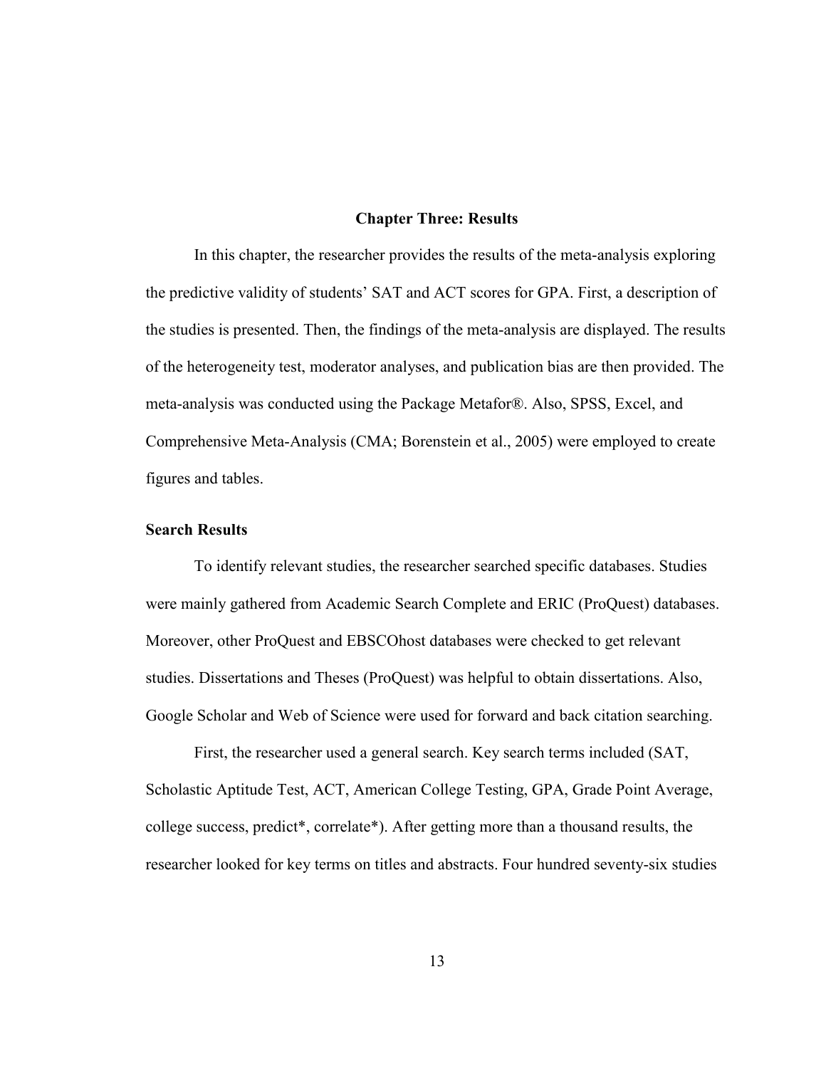# Chapter Three: Results

In this chapter, the researcher provides the results of the meta-analysis exploring the predictive validity of students' SAT and ACT scores for GPA. First, a description of the studies is presented. Then, the findings of the meta-analysis are displayed. The results of the heterogeneity test, moderator analyses, and publication bias are then provided. The meta-analysis was conducted using the Package Metafor®. Also, SPSS, Excel, and Comprehensive Meta-Analysis (CMA; Borenstein et al., 2005) were employed to create figures and tables.

## Search Results

To identify relevant studies, the researcher searched specific databases. Studies were mainly gathered from Academic Search Complete and ERIC (ProQuest) databases. Moreover, other ProQuest and EBSCOhost databases were checked to get relevant studies. Dissertations and Theses (ProQuest) was helpful to obtain dissertations. Also, Google Scholar and Web of Science were used for forward and back citation searching.

First, the researcher used a general search. Key search terms included (SAT, Scholastic Aptitude Test, ACT, American College Testing, GPA, Grade Point Average, college success, predict*, correlate*). After getting more than a thousand results, the researcher looked for key terms on titles and abstracts. Four hundred seventy-six studies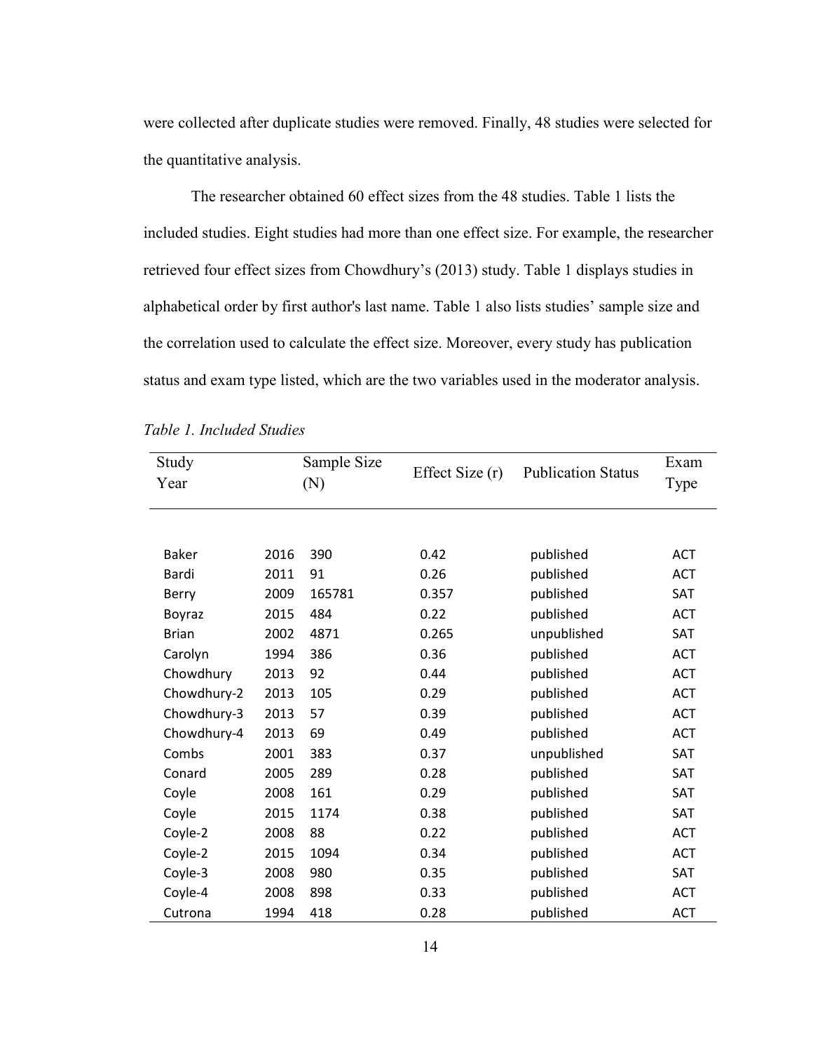were collected after duplicate studies were removed. Finally, 48 studies were selected for the quantitative analysis.

The researcher obtained 60 effect sizes from the 48 studies. Table 1 lists the included studies. Eight studies had more than one effect size. For example, the researcher retrieved four effect sizes from Chowdhury's (2013) study. Table 1 displays studies in alphabetical order by first author's last name. Table 1 also lists studies' sample size and the correlation used to calculate the effect size. Moreover, every study has publication status and exam type listed, which are the two variables used in the moderator analysis.

*Table 1. Included Studies*

| Study | Year | Sample Size (N) | Effect Size (r) | Publication Status | Exam Type |
|---|---|---|---|---|---|
| Baker | 2016 | 390 | 0.42 | published | ACT |
| Bardi | 2011 | 91 | 0.26 | published | ACT |
| Berry | 2009 | 165781 | 0.357 | published | SAT |
| Boyraz | 2015 | 484 | 0.22 | published | ACT |
| Brian | 2002 | 4871 | 0.265 | unpublished | SAT |
| Carolyn | 1994 | 386 | 0.36 | published | ACT |
| Chowdhury | 2013 | 92 | 0.44 | published | ACT |
| Chowdhury-2 | 2013 | 105 | 0.29 | published | ACT |
| Chowdhury-3 | 2013 | 57 | 0.39 | published | ACT |
| Chowdhury-4 | 2013 | 69 | 0.49 | published | ACT |
| Combs | 2001 | 383 | 0.37 | unpublished | SAT |
| Conard | 2005 | 289 | 0.28 | published | SAT |
| Coyle | 2008 | 161 | 0.29 | published | SAT |
| Coyle | 2015 | 1174 | 0.38 | published | SAT |
| Coyle-2 | 2008 | 88 | 0.22 | published | ACT |
| Coyle-2 | 2015 | 1094 | 0.34 | published | ACT |
| Coyle-3 | 2008 | 980 | 0.35 | published | SAT |
| Coyle-4 | 2008 | 898 | 0.33 | published | ACT |
| Cutrona | 1994 | 418 | 0.28 | published | ACT |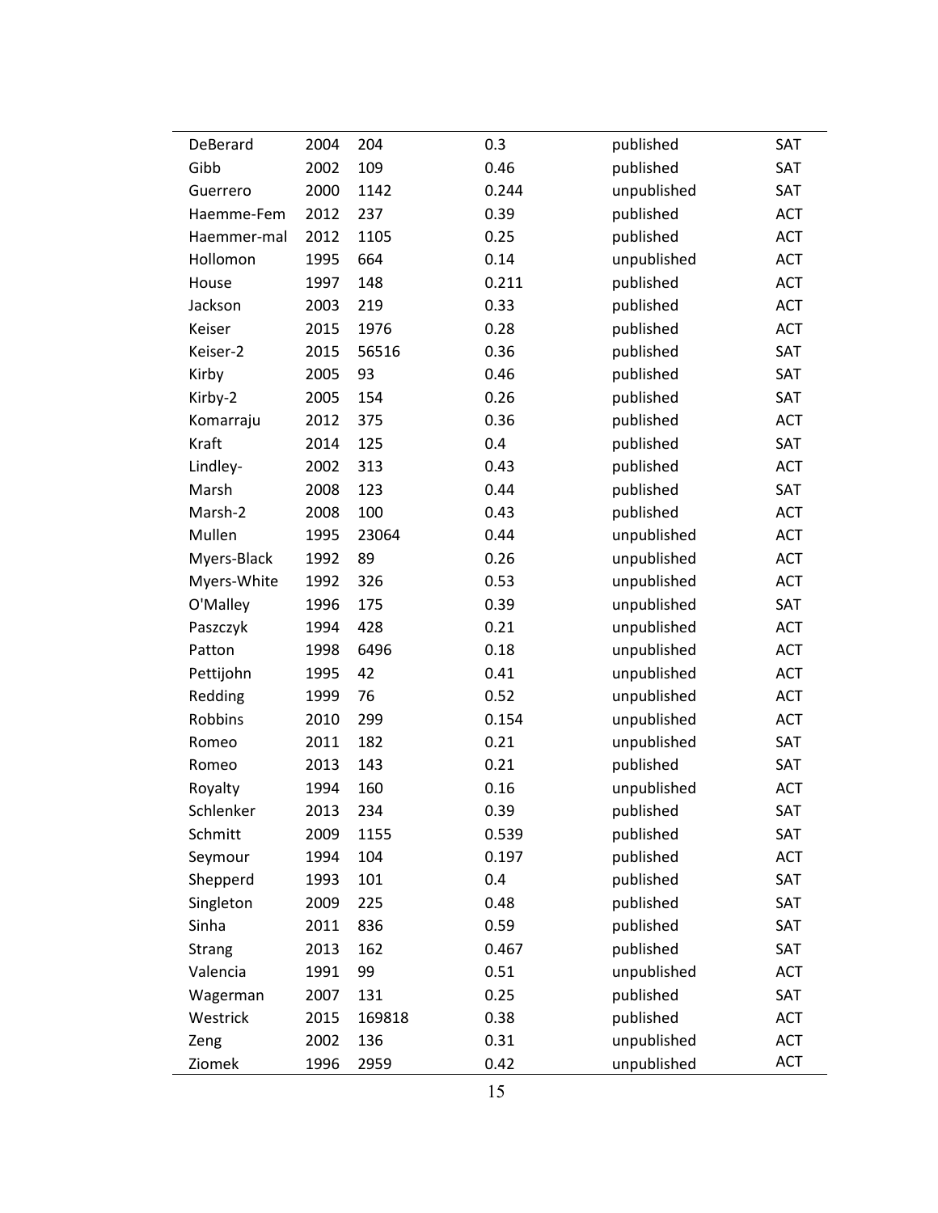| | | | | | |
|---|---|---|---|---|---|
| DeBerard | 2004 | 204 | 0.3 | published | SAT |
| Gibb | 2002 | 109 | 0.46 | published | SAT |
| Guerrero | 2000 | 1142 | 0.244 | unpublished | SAT |
| Haemme-Fem | 2012 | 237 | 0.39 | published | ACT |
| Haemmer-mal | 2012 | 1105 | 0.25 | published | ACT |
| Hollomon | 1995 | 664 | 0.14 | unpublished | ACT |
| House | 1997 | 148 | 0.211 | published | ACT |
| Jackson | 2003 | 219 | 0.33 | published | ACT |
| Keiser | 2015 | 1976 | 0.28 | published | ACT |
| Keiser-2 | 2015 | 56516 | 0.36 | published | SAT |
| Kirby | 2005 | 93 | 0.46 | published | SAT |
| Kirby-2 | 2005 | 154 | 0.26 | published | SAT |
| Komarraju | 2012 | 375 | 0.36 | published | ACT |
| Kraft | 2014 | 125 | 0.4 | published | SAT |
| Lindley- | 2002 | 313 | 0.43 | published | ACT |
| Marsh | 2008 | 123 | 0.44 | published | SAT |
| Marsh-2 | 2008 | 100 | 0.43 | published | ACT |
| Mullen | 1995 | 23064 | 0.44 | unpublished | ACT |
| Myers-Black | 1992 | 89 | 0.26 | unpublished | ACT |
| Myers-White | 1992 | 326 | 0.53 | unpublished | ACT |
| O'Malley | 1996 | 175 | 0.39 | unpublished | SAT |
| Paszczyk | 1994 | 428 | 0.21 | unpublished | ACT |
| Patton | 1998 | 6496 | 0.18 | unpublished | ACT |
| Pettijohn | 1995 | 42 | 0.41 | unpublished | ACT |
| Redding | 1999 | 76 | 0.52 | unpublished | ACT |
| Robbins | 2010 | 299 | 0.154 | unpublished | ACT |
| Romeo | 2011 | 182 | 0.21 | unpublished | SAT |
| Romeo | 2013 | 143 | 0.21 | published | SAT |
| Royalty | 1994 | 160 | 0.16 | unpublished | ACT |
| Schlenker | 2013 | 234 | 0.39 | published | SAT |
| Schmitt | 2009 | 1155 | 0.539 | published | SAT |
| Seymour | 1994 | 104 | 0.197 | published | ACT |
| Shepperd | 1993 | 101 | 0.4 | published | SAT |
| Singleton | 2009 | 225 | 0.48 | published | SAT |
| Sinha | 2011 | 836 | 0.59 | published | SAT |
| Strang | 2013 | 162 | 0.467 | published | SAT |
| Valencia | 1991 | 99 | 0.51 | unpublished | ACT |
| Wagerman | 2007 | 131 | 0.25 | published | SAT |
| Westrick | 2015 | 169818 | 0.38 | published | ACT |
| Zeng | 2002 | 136 | 0.31 | unpublished | ACT |
| Ziomek | 1996 | 2959 | 0.42 | unpublished | ACT |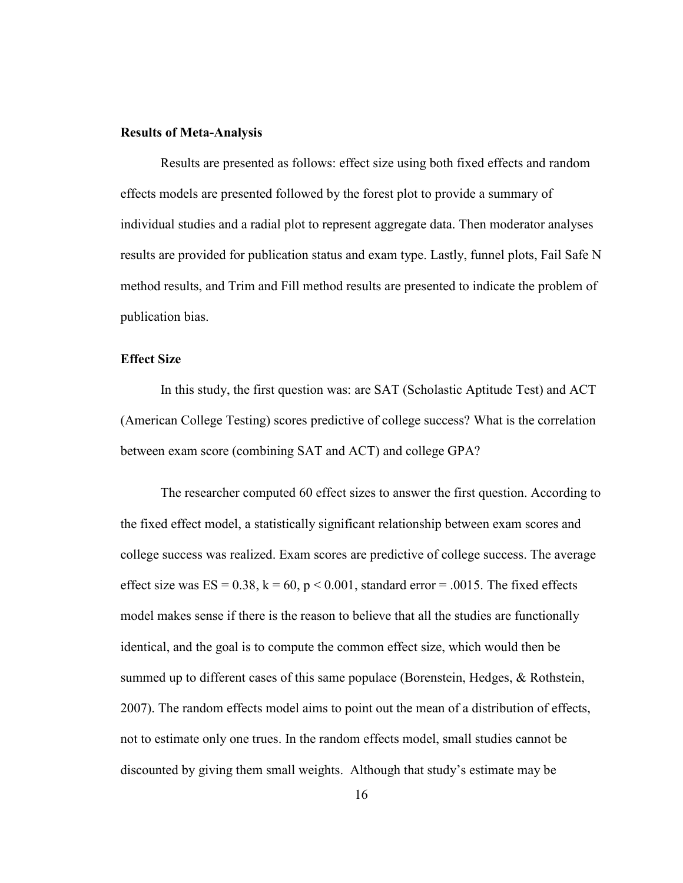**Results of Meta-Analysis**

Results are presented as follows: effect size using both fixed effects and random effects models are presented followed by the forest plot to provide a summary of individual studies and a radial plot to represent aggregate data. Then moderator analyses results are provided for publication status and exam type. Lastly, funnel plots, Fail Safe N method results, and Trim and Fill method results are presented to indicate the problem of publication bias.

**Effect Size**

In this study, the first question was: are SAT (Scholastic Aptitude Test) and ACT (American College Testing) scores predictive of college success? What is the correlation between exam score (combining SAT and ACT) and college GPA?

The researcher computed 60 effect sizes to answer the first question. According to the fixed effect model, a statistically significant relationship between exam scores and college success was realized. Exam scores are predictive of college success. The average effect size was $ES = 0.38$, $k = 60$, $p < 0.001$, standard error = .0015. The fixed effects model makes sense if there is the reason to believe that all the studies are functionally identical, and the goal is to compute the common effect size, which would then be summed up to different cases of this same populace (Borenstein, Hedges, & Rothstein, 2007). The random effects model aims to point out the mean of a distribution of effects, not to estimate only one trues. In the random effects model, small studies cannot be discounted by giving them small weights. Although that study's estimate may be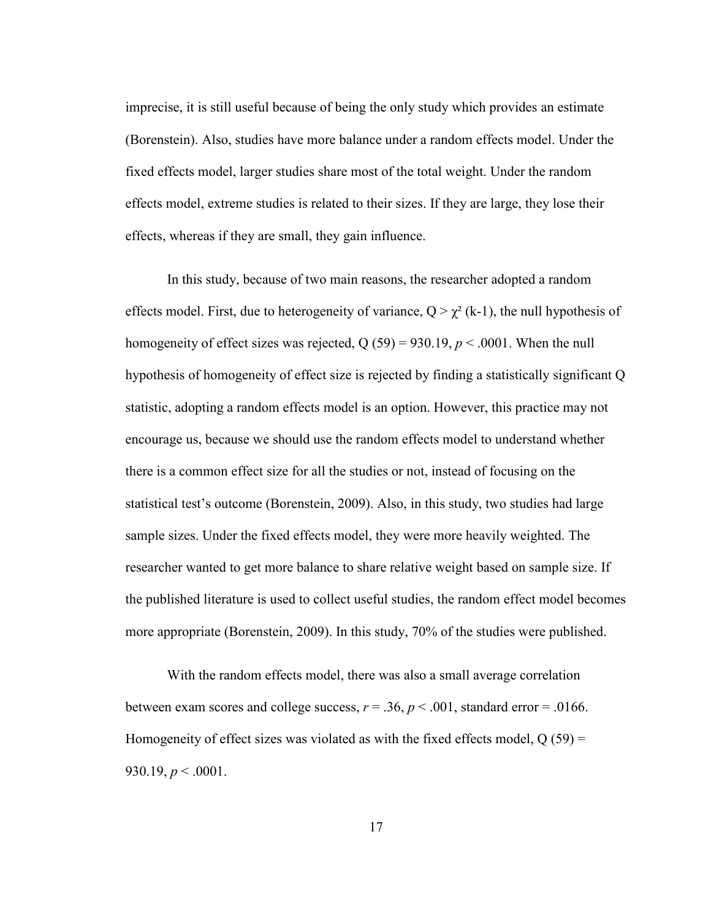imprecise, it is still useful because of being the only study which provides an estimate (Borenstein). Also, studies have more balance under a random effects model. Under the fixed effects model, larger studies share most of the total weight. Under the random effects model, extreme studies is related to their sizes. If they are large, they lose their effects, whereas if they are small, they gain influence.

In this study, because of two main reasons, the researcher adopted a random effects model. First, due to heterogeneity of variance, $Q > \chi^2$ (k-1), the null hypothesis of homogeneity of effect sizes was rejected, $Q(59) = 930.19$, $p < .0001$. When the null hypothesis of homogeneity of effect size is rejected by finding a statistically significant Q statistic, adopting a random effects model is an option. However, this practice may not encourage us, because we should use the random effects model to understand whether there is a common effect size for all the studies or not, instead of focusing on the statistical test's outcome (Borenstein, 2009). Also, in this study, two studies had large sample sizes. Under the fixed effects model, they were more heavily weighted. The researcher wanted to get more balance to share relative weight based on sample size. If the published literature is used to collect useful studies, the random effect model becomes more appropriate (Borenstein, 2009). In this study, 70% of the studies were published.

With the random effects model, there was also a small average correlation between exam scores and college success, $r = .36$, $p < .001$, standard error = .0166. Homogeneity of effect sizes was violated as with the fixed effects model, $Q(59) = 930.19$, $p < .0001$.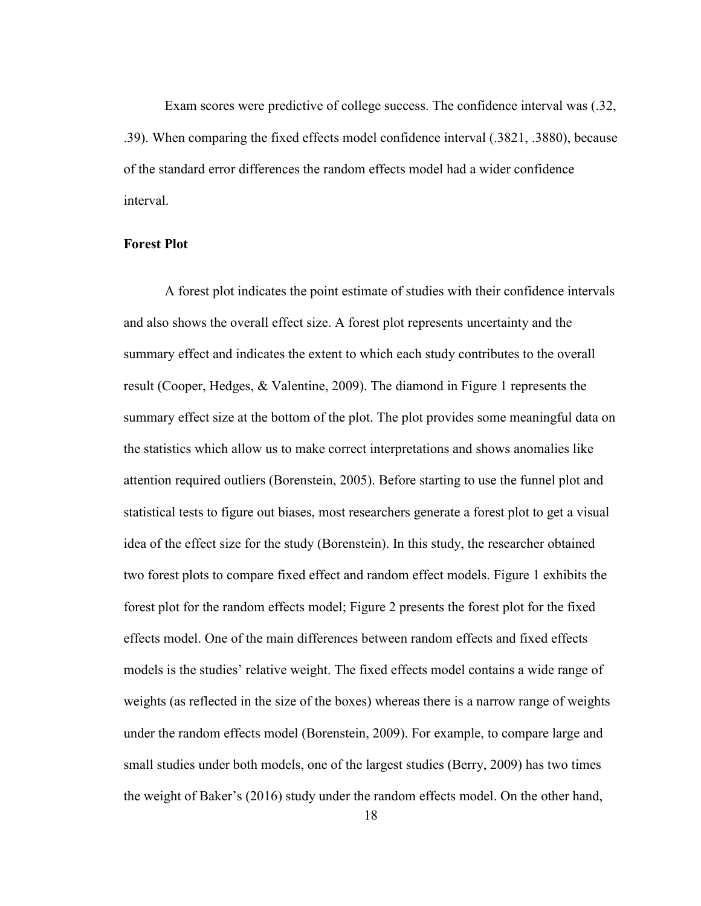Exam scores were predictive of college success. The confidence interval was (.32, .39). When comparing the fixed effects model confidence interval (.3821, .3880), because of the standard error differences the random effects model had a wider confidence interval.

**Forest Plot**

A forest plot indicates the point estimate of studies with their confidence intervals and also shows the overall effect size. A forest plot represents uncertainty and the summary effect and indicates the extent to which each study contributes to the overall result (Cooper, Hedges, & Valentine, 2009). The diamond in Figure 1 represents the summary effect size at the bottom of the plot. The plot provides some meaningful data on the statistics which allow us to make correct interpretations and shows anomalies like attention required outliers (Borenstein, 2005). Before starting to use the funnel plot and statistical tests to figure out biases, most researchers generate a forest plot to get a visual idea of the effect size for the study (Borenstein). In this study, the researcher obtained two forest plots to compare fixed effect and random effect models. Figure 1 exhibits the forest plot for the random effects model; Figure 2 presents the forest plot for the fixed effects model. One of the main differences between random effects and fixed effects models is the studies' relative weight. The fixed effects model contains a wide range of weights (as reflected in the size of the boxes) whereas there is a narrow range of weights under the random effects model (Borenstein, 2009). For example, to compare large and small studies under both models, one of the largest studies (Berry, 2009) has two times the weight of Baker's (2016) study under the random effects model. On the other hand,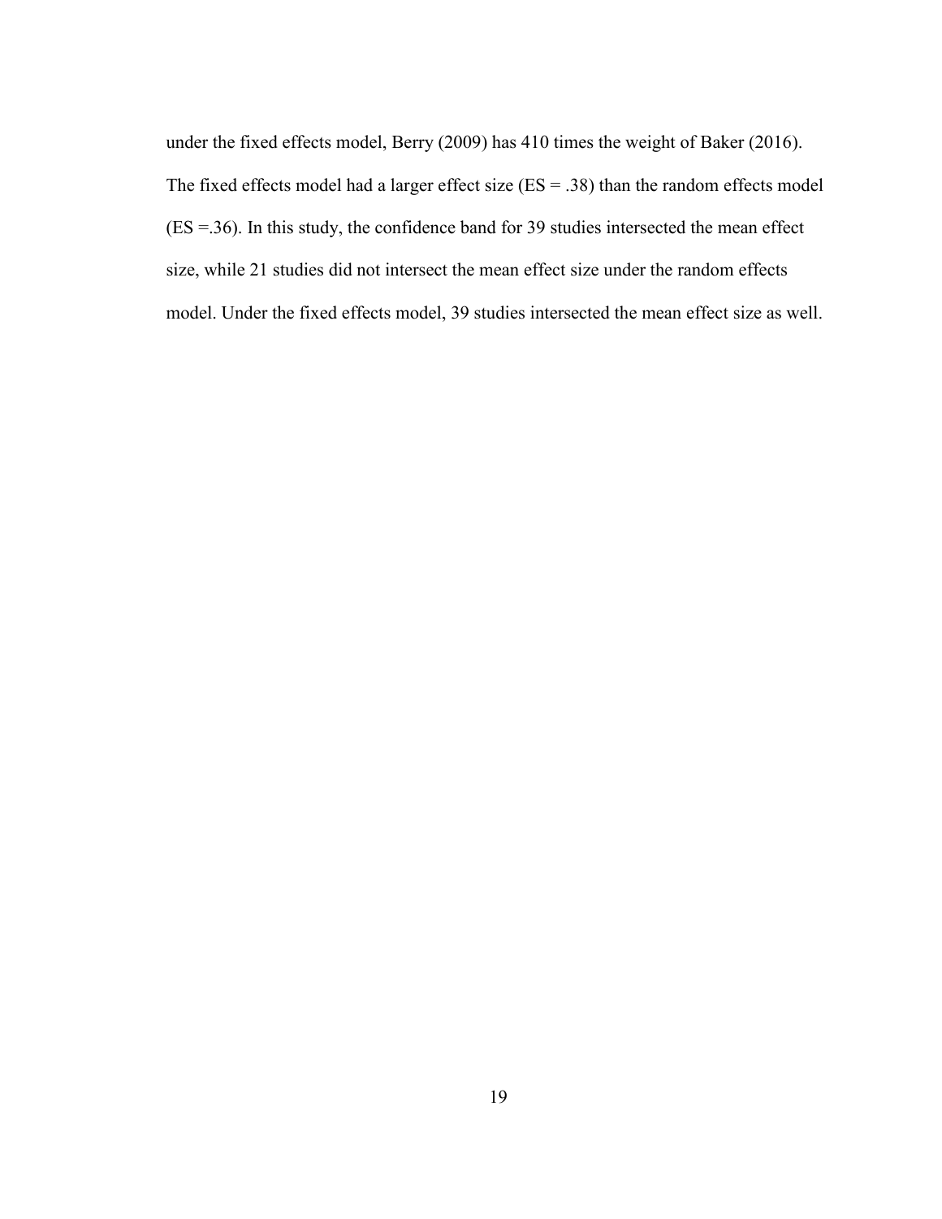under the fixed effects model, Berry (2009) has 410 times the weight of Baker (2016). The fixed effects model had a larger effect size (ES = .38) than the random effects model (ES =.36). In this study, the confidence band for 39 studies intersected the mean effect size, while 21 studies did not intersect the mean effect size under the random effects model. Under the fixed effects model, 39 studies intersected the mean effect size as well.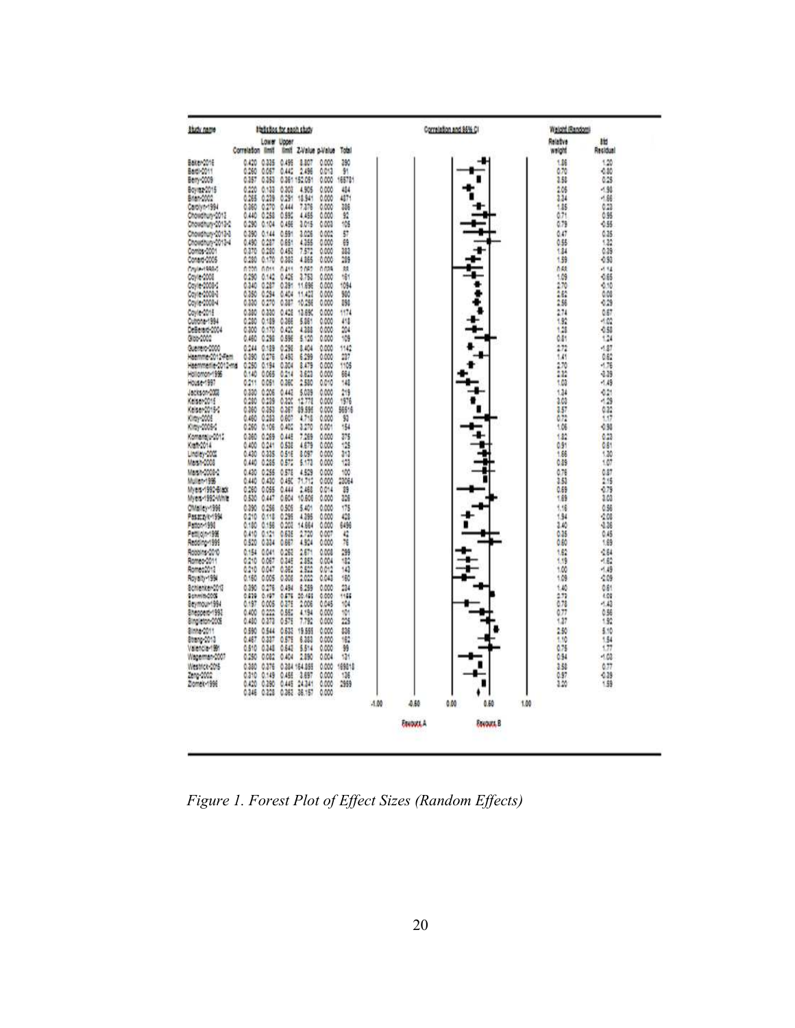| Study name | Correlation | Lower limit | Upper limit | Z-Value | p-Value | Total | Relative weight | Std Residual |
|---|---|---|---|---|---|---|---|---|
| Baker-2016 | 0.420 | 0.335 | 0.498 | 8.807 | 0.000 | 380 | 1.86 | 1.20 |
| Baird-2011 | 0.260 | 0.057 | 0.442 | 2.496 | 0.013 | 91 | 0.70 | -0.80 |
| Berry-2009 | 0.357 | 0.353 | 0.361 | 152.051 | 0.000 | 165781 | 3.58 | 0.25 |
| Boyraz-2015 | 0.220 | 0.133 | 0.303 | 4.905 | 0.000 | 484 | 2.05 | -1.98 |
| Brian-2000 | 0.265 | 0.239 | 0.291 | 19.941 | 0.000 | 4871 | 3.34 | -1.66 |
| Carolyn-1994 | 0.360 | 0.270 | 0.444 | 7.376 | 0.000 | 386 | 1.85 | 0.23 |
| Chowdhury-2013 | 0.440 | 0.258 | 0.592 | 4.455 | 0.000 | 92 | 0.71 | 0.95 |
| Chowdhury-2013-2 | 0.290 | 0.104 | 0.456 | 3.015 | 0.003 | 105 | 0.79 | -0.55 |
| Chowdhury-2013-3 | 0.390 | 0.144 | 0.591 | 3.026 | 0.002 | 57 | 0.47 | 0.35 |
| Chowdhury-2013-4 | 0.490 | 0.287 | 0.651 | 4.355 | 0.000 | 69 | 0.55 | 1.32 |
| Combs-2001 | 0.370 | 0.280 | 0.453 | 7.572 | 0.000 | 383 | 1.84 | 0.39 |
| Conard-2005 | 0.280 | 0.170 | 0.382 | 4.865 | 0.000 | 289 | 1.59 | -0.90 |
| Coyle-1999-1 | 0.220 | 0.001 | 0.417 | 2.061 | 0.039 | 88 | 0.68 | -1.14 |
| Coyle-2008 | 0.290 | 0.142 | 0.426 | 3.753 | 0.000 | 161 | 1.09 | -0.65 |
| Coyle-2008-2 | 0.340 | 0.287 | 0.391 | 11.696 | 0.000 | 1094 | 2.70 | -0.10 |
| Coyle-2008-3 | 0.350 | 0.294 | 0.404 | 11.422 | 0.000 | 960 | 2.62 | 0.08 |
| Coyle-2008-4 | 0.330 | 0.270 | 0.387 | 10.256 | 0.000 | 898 | 2.56 | -0.29 |
| Coyle-2015 | 0.380 | 0.330 | 0.428 | 13.690 | 0.000 | 1174 | 2.74 | 0.67 |
| Cutrona-1994 | 0.280 | 0.189 | 0.366 | 5.861 | 0.000 | 418 | 1.92 | -1.02 |
| DeBerard-2004 | 0.300 | 0.170 | 0.420 | 4.388 | 0.000 | 204 | 1.28 | -0.58 |
| Gibb-2002 | 0.460 | 0.298 | 0.596 | 5.120 | 0.000 | 109 | 0.81 | 1.24 |
| Guerrero-2000 | 0.244 | 0.189 | 0.298 | 8.404 | 0.000 | 1142 | 2.72 | -1.87 |
| Haemmerle-2012-fem | 0.390 | 0.276 | 0.493 | 6.299 | 0.000 | 237 | 1.41 | 0.62 |
| Haemmerle-2012-ma | 0.250 | 0.194 | 0.304 | 8.479 | 0.000 | 1109 | 2.70 | -1.76 |
| Holloman-1996 | 0.140 | 0.065 | 0.214 | 3.620 | 0.000 | 664 | 2.32 | -3.29 |
| House-1997 | 0.211 | 0.051 | 0.360 | 2.590 | 0.010 | 148 | 1.03 | -1.49 |
| Jackson-2008 | 0.330 | 0.206 | 0.442 | 5.029 | 0.000 | 219 | 1.34 | -0.21 |
| Kaiser-2015 | 0.280 | 0.229 | 0.320 | 12.778 | 0.000 | 1976 | 3.03 | -1.29 |
| Kaiser-2015-2 | 0.360 | 0.353 | 0.367 | 89.595 | 0.000 | 56516 | 3.57 | 0.32 |
| Kirby-2008 | 0.460 | 0.283 | 0.607 | 4.716 | 0.000 | 93 | 0.72 | 1.17 |
| Kirby-2008-2 | 0.260 | 0.106 | 0.402 | 3.270 | 0.001 | 154 | 1.06 | -0.98 |
| Komarraju-2012 | 0.360 | 0.269 | 0.445 | 7.269 | 0.000 | 375 | 1.82 | 0.23 |
| Kraft-2014 | 0.400 | 0.241 | 0.538 | 4.679 | 0.000 | 125 | 0.91 | 0.61 |
| Lindley-2002 | 0.430 | 0.335 | 0.516 | 8.097 | 0.000 | 313 | 1.66 | 1.30 |
| Marsh-2008 | 0.440 | 0.285 | 0.572 | 5.173 | 0.000 | 123 | 0.89 | 1.07 |
| Marsh-2008-2 | 0.430 | 0.255 | 0.578 | 4.529 | 0.000 | 100 | 0.76 | 0.87 |
| Mullen-1995 | 0.440 | 0.430 | 0.450 | 71.712 | 0.000 | 23064 | 3.53 | 2.15 |
| Myers-1992-Black | 0.260 | 0.055 | 0.444 | 2.468 | 0.014 | 89 | 0.69 | -0.79 |
| Myers-1992-White | 0.530 | 0.447 | 0.604 | 10.606 | 0.000 | 328 | 1.69 | 3.03 |
| O'Malley-1996 | 0.390 | 0.256 | 0.505 | 5.401 | 0.000 | 175 | 1.16 | 0.56 |
| Paszczyk-1994 | 0.210 | 0.118 | 0.298 | 4.395 | 0.000 | 428 | 1.94 | -2.08 |
| Patton-1998 | 0.180 | 0.156 | 0.203 | 14.664 | 0.000 | 6498 | 3.40 | -3.36 |
| Pettijohn-1995 | 0.410 | 0.121 | 0.635 | 2.720 | 0.007 | 42 | 0.35 | 0.45 |
| Redding-1995 | 0.520 | 0.334 | 0.667 | 4.924 | 0.000 | 76 | 0.60 | 1.69 |
| Robbins-2010 | 0.154 | 0.041 | 0.263 | 2.671 | 0.008 | 299 | 1.62 | -2.64 |
| Romeo-2011 | 0.210 | 0.067 | 0.345 | 2.852 | 0.004 | 182 | 1.19 | -1.62 |
| Romeo-2013 | 0.210 | 0.047 | 0.362 | 2.522 | 0.012 | 143 | 1.00 | -1.49 |
| Royalty-1994 | 0.160 | 0.005 | 0.308 | 2.022 | 0.043 | 160 | 1.09 | -2.09 |
| Schlenker-2010 | 0.390 | 0.276 | 0.494 | 6.259 | 0.000 | 234 | 1.40 | 0.61 |
| Schmitt-2009 | 0.539 | 0.497 | 0.578 | 20.482 | 0.000 | 1164 | 2.73 | 4.08 |
| Seymour-1994 | 0.197 | 0.005 | 0.375 | 2.006 | 0.045 | 104 | 0.78 | -1.43 |
| Sheppard-1992 | 0.400 | 0.222 | 0.552 | 4.194 | 0.000 | 101 | 0.77 | 0.56 |
| Singleton-2008 | 0.480 | 0.373 | 0.575 | 7.792 | 0.000 | 225 | 1.37 | 1.92 |
| Sinha-2011 | 0.590 | 0.544 | 0.632 | 19.555 | 0.000 | 836 | 2.50 | 5.10 |
| Strang-2013 | 0.467 | 0.337 | 0.578 | 6.383 | 0.000 | 162 | 1.10 | 1.54 |
| Valencia-1991 | 0.510 | 0.348 | 0.643 | 5.514 | 0.000 | 99 | 0.76 | 1.77 |
| Wagerman-2007 | 0.250 | 0.082 | 0.404 | 2.890 | 0.004 | 131 | 0.94 | -1.03 |
| Westrick-2015 | 0.380 | 0.376 | 0.384 | 164.855 | 0.000 | 169818 | 3.58 | 0.77 |
| Zeng-2002 | 0.310 | 0.149 | 0.455 | 3.697 | 0.000 | 136 | 0.97 | -0.39 |
| Ziomek-1996 | 0.420 | 0.390 | 0.449 | 24.341 | 0.000 | 2959 | 3.20 | 1.59 |
| | 0.346 | 0.328 | 0.362 | 36.157 | 0.000 | | | |

Correlation and 95% CI: -1.00, -0.50, 0.00, 0.50, 1.00 (Favours A / Favours B)

*Figure 1. Forest Plot of Effect Sizes (Random Effects)*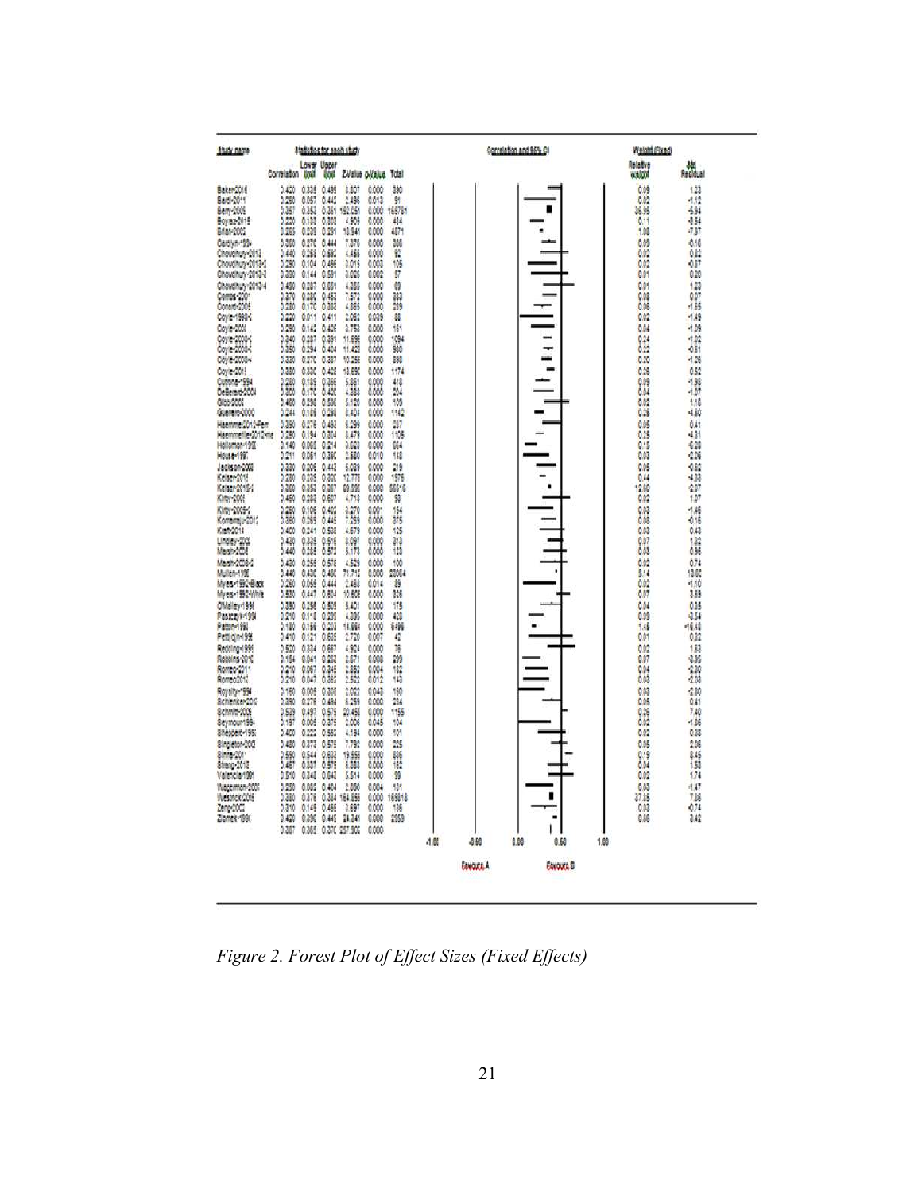| Study name | Correlation | Lower limit | Upper limit | Z-Value | p-Value | Total | Relative weight | Std Residual |
|---|---|---|---|---|---|---|---|---|
| Baker-2015 | 0.420 | 0.333 | 0.499 | 8.807 | 0.000 | 390 | 0.09 | 1.23 |
| Barth-2011 | 0.260 | 0.057 | 0.442 | 2.496 | 0.013 | 91 | 0.02 | -1.12 |
| Berry-2005 | 0.357 | 0.352 | 0.361 | 152.051 | 0.000 | 165781 | 36.95 | -5.94 |
| Boyraz-2015 | 0.220 | 0.133 | 0.303 | 4.906 | 0.000 | 484 | 0.11 | -3.54 |
| Brian-2002 | 0.265 | 0.239 | 0.291 | 18.941 | 0.000 | 4871 | 1.08 | -7.97 |
| Carolyn-1994 | 0.360 | 0.270 | 0.444 | 7.376 | 0.000 | 386 | 0.09 | -0.16 |
| Chowdhury-2013 | 0.440 | 0.256 | 0.592 | 4.456 | 0.000 | 92 | 0.02 | 0.82 |
| Chowdhury-2013-2 | 0.290 | 0.104 | 0.456 | 3.015 | 0.003 | 105 | 0.02 | -0.87 |
| Chowdhury-2013-3 | 0.390 | 0.144 | 0.591 | 3.026 | 0.002 | 57 | 0.01 | 0.30 |
| Chowdhury-2013-4 | 0.490 | 0.287 | 0.651 | 4.355 | 0.000 | 69 | 0.01 | 1.23 |
| Combs-2001 | 0.370 | 0.280 | 0.453 | 7.572 | 0.000 | 383 | 0.08 | 0.07 |
| Conard-2005 | 0.280 | 0.170 | 0.383 | 4.865 | 0.000 | 289 | 0.06 | -1.55 |
| Coyle-1998-1 | 0.220 | 0.011 | 0.411 | 2.062 | 0.039 | 88 | 0.02 | -1.49 |
| Coyle-2000 | 0.290 | 0.142 | 0.426 | 3.753 | 0.000 | 161 | 0.04 | -1.09 |
| Coyle-2008-1 | 0.340 | 0.287 | 0.391 | 11.696 | 0.000 | 1094 | 0.24 | -1.02 |
| Coyle-2008-2 | 0.350 | 0.294 | 0.404 | 11.423 | 0.000 | 980 | 0.22 | -0.61 |
| Coyle-2008-3 | 0.330 | 0.270 | 0.387 | 10.258 | 0.000 | 898 | 0.20 | -1.26 |
| Coyle-2013 | 0.380 | 0.330 | 0.428 | 13.680 | 0.000 | 1174 | 0.26 | 0.52 |
| Cutrona-1994 | 0.280 | 0.189 | 0.366 | 5.861 | 0.000 | 418 | 0.09 | -1.98 |
| DeBerard-2004 | 0.300 | 0.170 | 0.420 | 4.338 | 0.000 | 204 | 0.04 | -1.07 |
| Gibb-2002 | 0.460 | 0.298 | 0.596 | 5.120 | 0.000 | 109 | 0.02 | 1.16 |
| Guerrero-2000 | 0.244 | 0.189 | 0.298 | 8.404 | 0.000 | 1142 | 0.25 | -4.60 |
| Haemmerle-2012-Fem | 0.350 | 0.226 | 0.463 | 5.299 | 0.000 | 207 | 0.05 | -0.41 |
| Haemmerle-2012-male | 0.250 | 0.194 | 0.304 | 8.479 | 0.000 | 1109 | 0.25 | -4.31 |
| Halloran-1998 | 0.140 | 0.065 | 0.214 | 3.623 | 0.000 | 664 | 0.15 | -6.28 |
| House-1991 | 0.211 | 0.051 | 0.360 | 2.580 | 0.010 | 148 | 0.03 | -2.06 |
| Jackson-2003 | 0.330 | 0.206 | 0.443 | 5.039 | 0.000 | 219 | 0.05 | -0.82 |
| Kaiser-2011 | 0.280 | 0.239 | 0.320 | 12.771 | 0.000 | 1976 | 0.44 | -4.33 |
| Kaiser-2015-2 | 0.360 | 0.353 | 0.367 | 89.551 | 0.000 | 56516 | 12.50 | -3.07 |
| Kirby-2001 | 0.460 | 0.283 | 0.607 | 4.718 | 0.000 | 93 | 0.02 | 1.07 |
| Kirby-2005-1 | 0.260 | 0.106 | 0.402 | 3.270 | 0.001 | 154 | 0.03 | -1.46 |
| Konamaju-2013 | 0.360 | 0.265 | 0.445 | 7.265 | 0.000 | 375 | 0.08 | -0.16 |
| Kraft-2014 | 0.400 | 0.241 | 0.538 | 4.679 | 0.000 | 125 | 0.03 | 0.43 |
| Lindley-2002 | 0.430 | 0.335 | 0.516 | 8.097 | 0.000 | 313 | 0.07 | 1.32 |
| Marsh-2008 | 0.440 | 0.288 | 0.572 | 5.173 | 0.000 | 123 | 0.03 | 0.96 |
| Marsh-2008-2 | 0.430 | 0.256 | 0.578 | 4.529 | 0.000 | 100 | 0.02 | 0.74 |
| Mullen-1995 | 0.440 | 0.430 | 0.450 | 71.712 | 0.000 | 23064 | 5.14 | 13.60 |
| Myers-1992-Black | 0.260 | 0.056 | 0.444 | 2.468 | 0.014 | 89 | 0.02 | -1.10 |
| Myers-1992-White | 0.530 | 0.447 | 0.604 | 10.606 | 0.000 | 326 | 0.07 | 3.69 |
| O'Malley-1990 | 0.390 | 0.256 | 0.508 | 5.401 | 0.000 | 175 | 0.04 | 0.36 |
| Paszczyk-1994 | 0.210 | 0.118 | 0.298 | 4.395 | 0.000 | 428 | 0.09 | -3.54 |
| Patton-1991 | 0.180 | 0.156 | 0.203 | 14.664 | 0.000 | 6496 | 1.45 | -16.48 |
| Pettijohn-1995 | 0.410 | 0.121 | 0.635 | 2.720 | 0.007 | 42 | 0.01 | 0.32 |
| Redding-1991 | 0.520 | 0.334 | 0.667 | 4.924 | 0.000 | 76 | 0.02 | 1.53 |
| Robbins-2010 | 0.154 | 0.041 | 0.263 | 2.671 | 0.008 | 299 | 0.07 | -3.95 |
| Romeo-2011 | 0.210 | 0.067 | 0.345 | 2.882 | 0.004 | 182 | 0.04 | -2.30 |
| Romeo-2011 | 0.210 | 0.047 | 0.362 | 2.522 | 0.012 | 143 | 0.03 | -2.03 |
| Royalty-1994 | 0.160 | 0.005 | 0.308 | 2.022 | 0.043 | 160 | 0.03 | -2.90 |
| Schlenker-2010 | 0.390 | 0.276 | 0.494 | 6.299 | 0.000 | 234 | 0.05 | 0.41 |
| Schmitt-2009 | 0.529 | 0.487 | 0.570 | 20.450 | 0.000 | 1159 | 0.26 | 7.40 |
| Seymour-1994 | 0.197 | 0.005 | 0.375 | 2.006 | 0.045 | 104 | 0.02 | -1.56 |
| Sheppard-1993 | 0.400 | 0.222 | 0.552 | 4.194 | 0.000 | 101 | 0.02 | 0.38 |
| Singleton-2003 | 0.480 | 0.373 | 0.575 | 7.792 | 0.000 | 225 | 0.05 | 2.06 |
| Sinha-2011 | 0.590 | 0.544 | 0.632 | 19.555 | 0.000 | 836 | 0.19 | 8.45 |
| Strang-2013 | 0.467 | 0.337 | 0.579 | 6.383 | 0.000 | 162 | 0.04 | 1.53 |
| Valencia-1991 | 0.510 | 0.348 | 0.642 | 5.514 | 0.000 | 99 | 0.02 | 1.74 |
| Waggerman-2007 | 0.250 | 0.082 | 0.404 | 2.890 | 0.004 | 131 | 0.03 | -1.47 |
| Westrick-2015 | 0.380 | 0.376 | 0.384 | 164.859 | 0.000 | 169818 | 37.85 | 7.86 |
| Zeng-2002 | 0.310 | 0.149 | 0.456 | 3.697 | 0.000 | 136 | 0.03 | -0.74 |
| Ziomek-1996 | 0.420 | 0.390 | 0.445 | 24.341 | 0.000 | 2959 | 0.66 | 3.42 |
| | 0.367 | 0.365 | 0.370 | 257.902 | 0.000 | | | |

Correlation and 95% CI: -1.00, -0.50, 0.00, 0.50, 1.00 (Favours A / Favours B)

*Figure 2. Forest Plot of Effect Sizes (Fixed Effects)*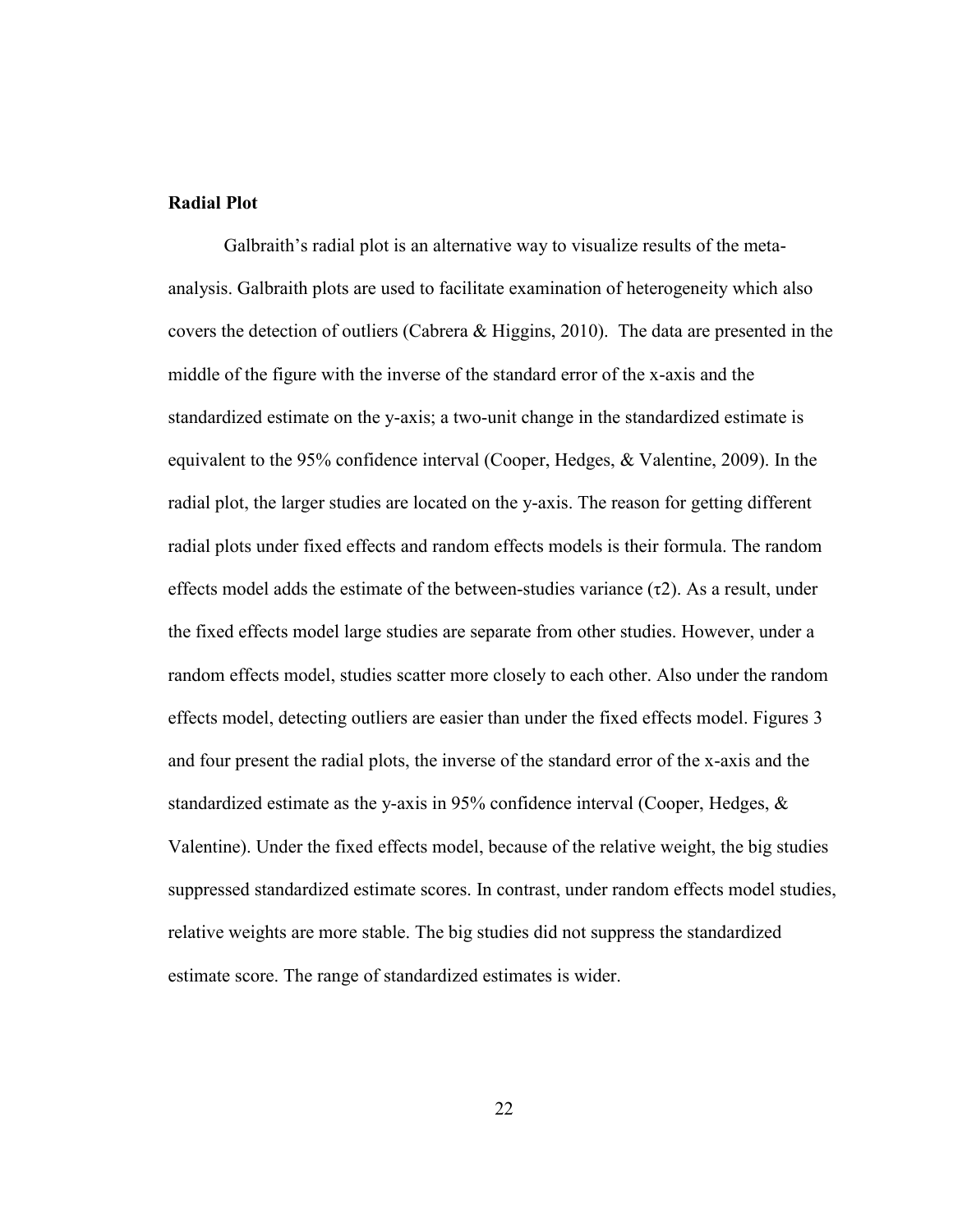**Radial Plot**

Galbraith's radial plot is an alternative way to visualize results of the meta-analysis. Galbraith plots are used to facilitate examination of heterogeneity which also covers the detection of outliers (Cabrera & Higgins, 2010). The data are presented in the middle of the figure with the inverse of the standard error of the x-axis and the standardized estimate on the y-axis; a two-unit change in the standardized estimate is equivalent to the 95% confidence interval (Cooper, Hedges, & Valentine, 2009). In the radial plot, the larger studies are located on the y-axis. The reason for getting different radial plots under fixed effects and random effects models is their formula. The random effects model adds the estimate of the between-studies variance ($\tau 2$). As a result, under the fixed effects model large studies are separate from other studies. However, under a random effects model, studies scatter more closely to each other. Also under the random effects model, detecting outliers are easier than under the fixed effects model. Figures 3 and four present the radial plots, the inverse of the standard error of the x-axis and the standardized estimate as the y-axis in 95% confidence interval (Cooper, Hedges, & Valentine). Under the fixed effects model, because of the relative weight, the big studies suppressed standardized estimate scores. In contrast, under random effects model studies, relative weights are more stable. The big studies did not suppress the standardized estimate score. The range of standardized estimates is wider.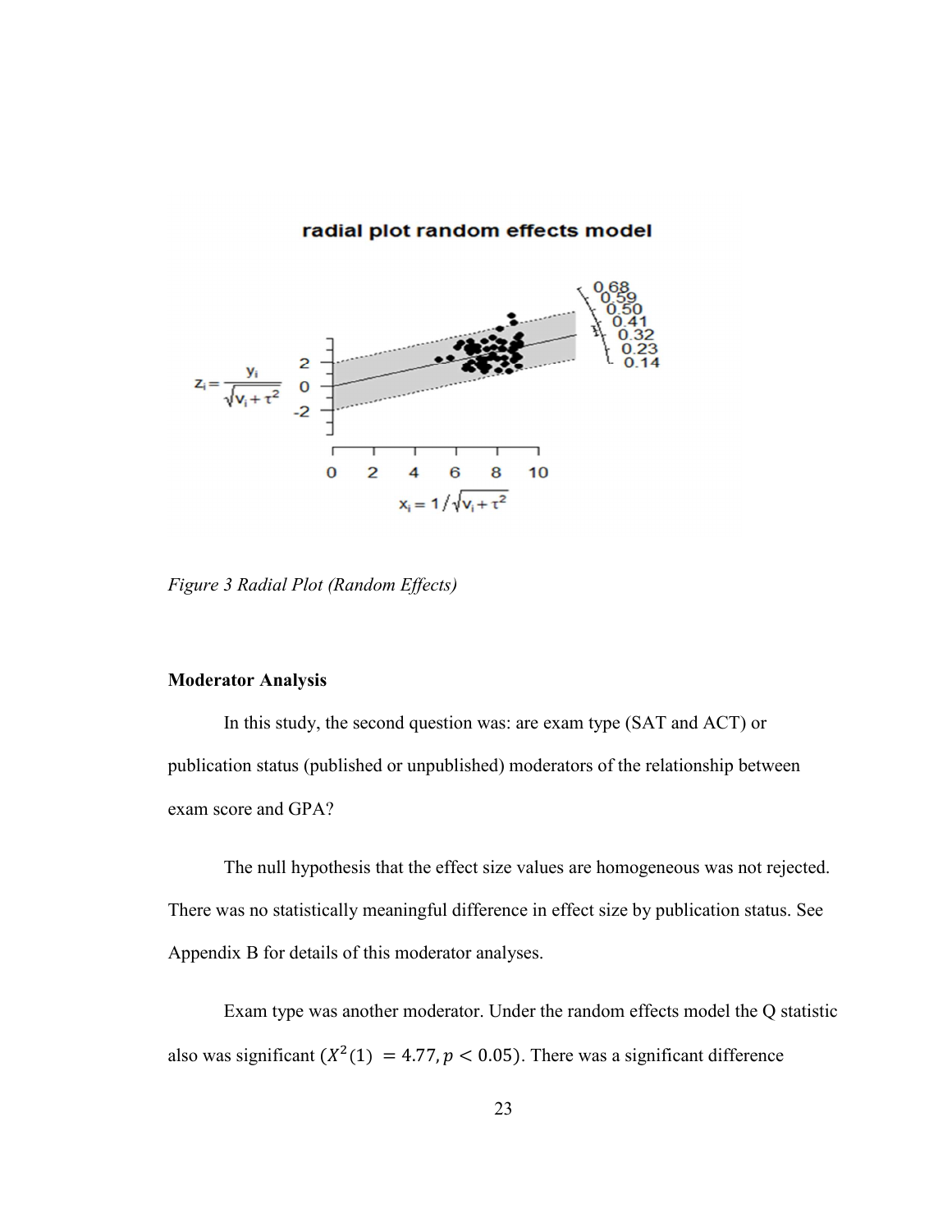*Figure 3 Radial Plot (Random Effects)*

**Moderator Analysis**

In this study, the second question was: are exam type (SAT and ACT) or publication status (published or unpublished) moderators of the relationship between exam score and GPA?

The null hypothesis that the effect size values are homogeneous was not rejected. There was no statistically meaningful difference in effect size by publication status. See Appendix B for details of this moderator analyses.

Exam type was another moderator. Under the random effects model the Q statistic also was significant ($X^2(1) = 4.77, p < 0.05$). There was a significant difference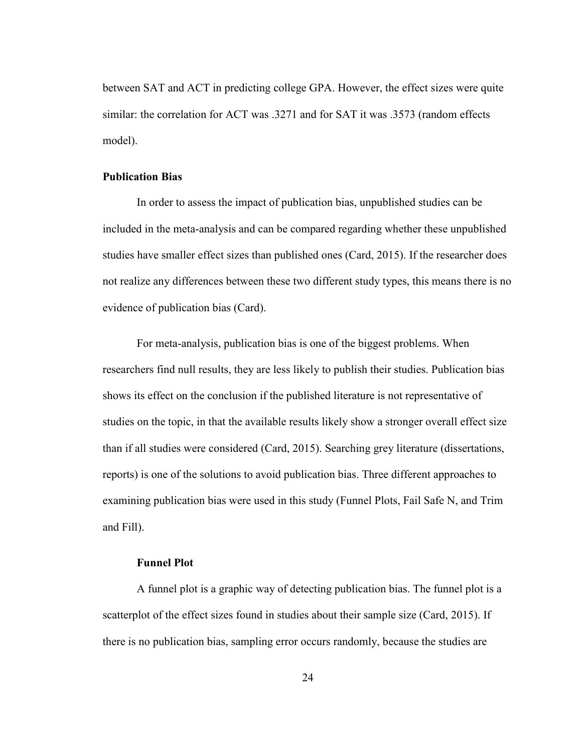between SAT and ACT in predicting college GPA. However, the effect sizes were quite similar: the correlation for ACT was .3271 and for SAT it was .3573 (random effects model).

## Publication Bias

In order to assess the impact of publication bias, unpublished studies can be included in the meta-analysis and can be compared regarding whether these unpublished studies have smaller effect sizes than published ones (Card, 2015). If the researcher does not realize any differences between these two different study types, this means there is no evidence of publication bias (Card).

For meta-analysis, publication bias is one of the biggest problems. When researchers find null results, they are less likely to publish their studies. Publication bias shows its effect on the conclusion if the published literature is not representative of studies on the topic, in that the available results likely show a stronger overall effect size than if all studies were considered (Card, 2015). Searching grey literature (dissertations, reports) is one of the solutions to avoid publication bias. Three different approaches to examining publication bias were used in this study (Funnel Plots, Fail Safe N, and Trim and Fill).

### Funnel Plot

A funnel plot is a graphic way of detecting publication bias. The funnel plot is a scatterplot of the effect sizes found in studies about their sample size (Card, 2015). If there is no publication bias, sampling error occurs randomly, because the studies are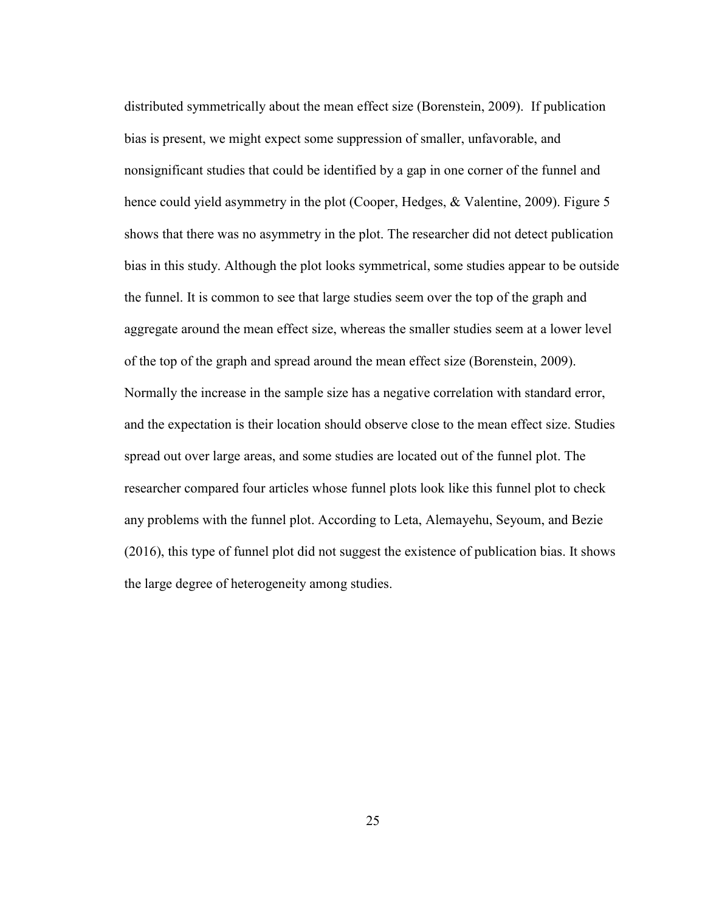distributed symmetrically about the mean effect size (Borenstein, 2009). If publication bias is present, we might expect some suppression of smaller, unfavorable, and nonsignificant studies that could be identified by a gap in one corner of the funnel and hence could yield asymmetry in the plot (Cooper, Hedges, & Valentine, 2009). Figure 5 shows that there was no asymmetry in the plot. The researcher did not detect publication bias in this study. Although the plot looks symmetrical, some studies appear to be outside the funnel. It is common to see that large studies seem over the top of the graph and aggregate around the mean effect size, whereas the smaller studies seem at a lower level of the top of the graph and spread around the mean effect size (Borenstein, 2009). Normally the increase in the sample size has a negative correlation with standard error, and the expectation is their location should observe close to the mean effect size. Studies spread out over large areas, and some studies are located out of the funnel plot. The researcher compared four articles whose funnel plots look like this funnel plot to check any problems with the funnel plot. According to Leta, Alemayehu, Seyoum, and Bezie (2016), this type of funnel plot did not suggest the existence of publication bias. It shows the large degree of heterogeneity among studies.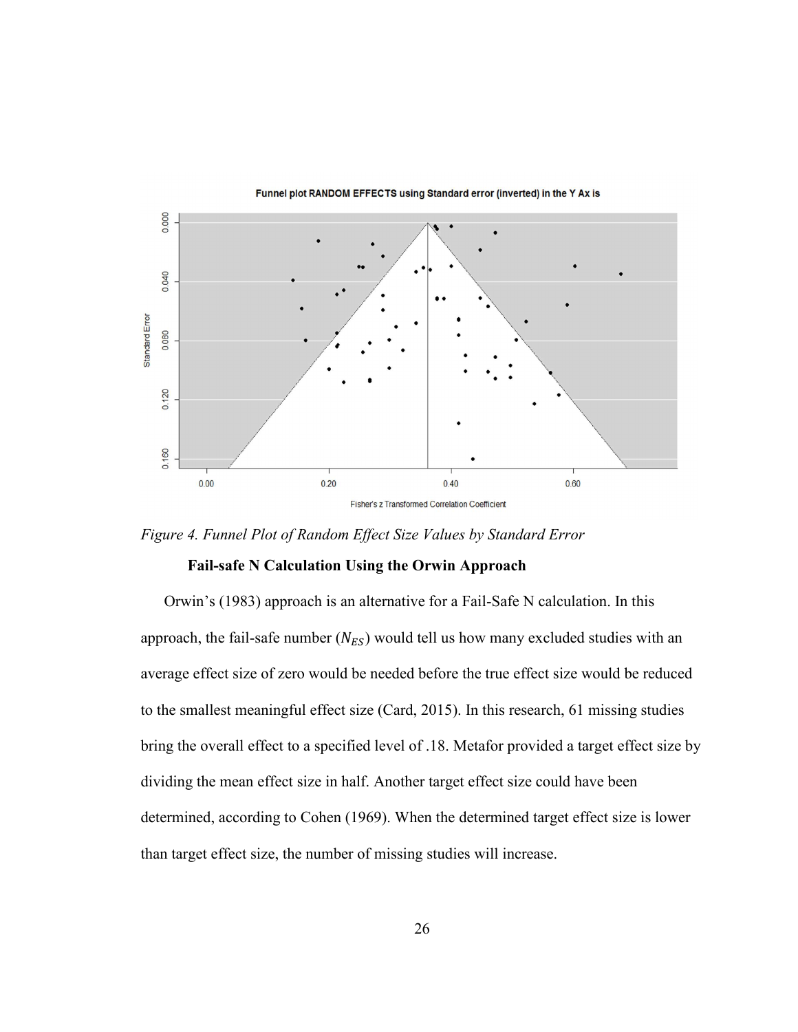*Figure 4. Funnel Plot of Random Effect Size Values by Standard Error*

**Fail-safe N Calculation Using the Orwin Approach**

Orwin's (1983) approach is an alternative for a Fail-Safe N calculation. In this approach, the fail-safe number ($N_{ES}$) would tell us how many excluded studies with an average effect size of zero would be needed before the true effect size would be reduced to the smallest meaningful effect size (Card, 2015). In this research, 61 missing studies bring the overall effect to a specified level of .18. Metafor provided a target effect size by dividing the mean effect size in half. Another target effect size could have been determined, according to Cohen (1969). When the determined target effect size is lower than target effect size, the number of missing studies will increase.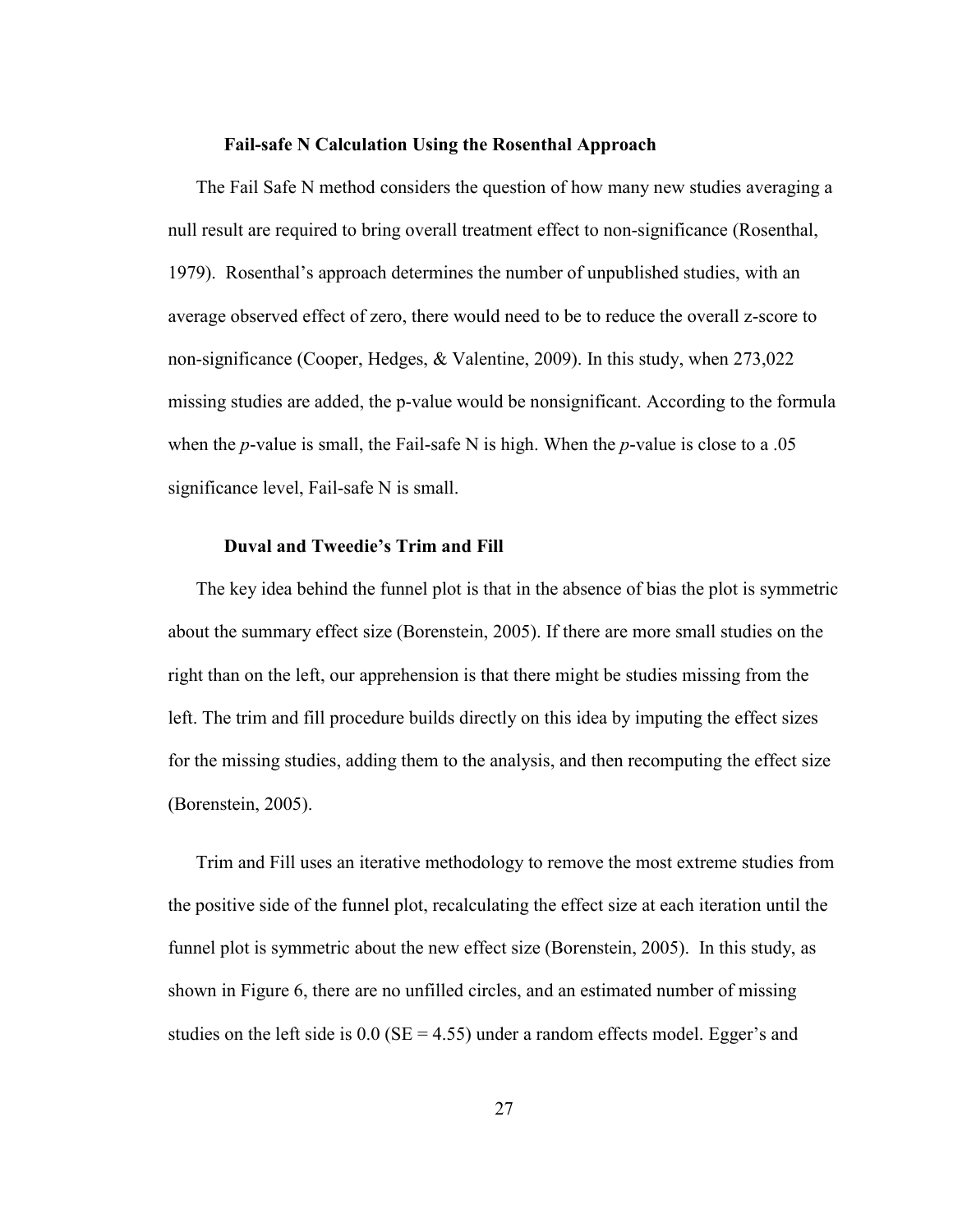### Fail-safe N Calculation Using the Rosenthal Approach

The Fail Safe N method considers the question of how many new studies averaging a null result are required to bring overall treatment effect to non-significance (Rosenthal, 1979). Rosenthal's approach determines the number of unpublished studies, with an average observed effect of zero, there would need to be to reduce the overall z-score to non-significance (Cooper, Hedges, & Valentine, 2009). In this study, when 273,022 missing studies are added, the p-value would be nonsignificant. According to the formula when the *p*-value is small, the Fail-safe N is high. When the *p*-value is close to a .05 significance level, Fail-safe N is small.

### Duval and Tweedie's Trim and Fill

The key idea behind the funnel plot is that in the absence of bias the plot is symmetric about the summary effect size (Borenstein, 2005). If there are more small studies on the right than on the left, our apprehension is that there might be studies missing from the left. The trim and fill procedure builds directly on this idea by imputing the effect sizes for the missing studies, adding them to the analysis, and then recomputing the effect size (Borenstein, 2005).

Trim and Fill uses an iterative methodology to remove the most extreme studies from the positive side of the funnel plot, recalculating the effect size at each iteration until the funnel plot is symmetric about the new effect size (Borenstein, 2005). In this study, as shown in Figure 6, there are no unfilled circles, and an estimated number of missing studies on the left side is 0.0 (SE = 4.55) under a random effects model. Egger's and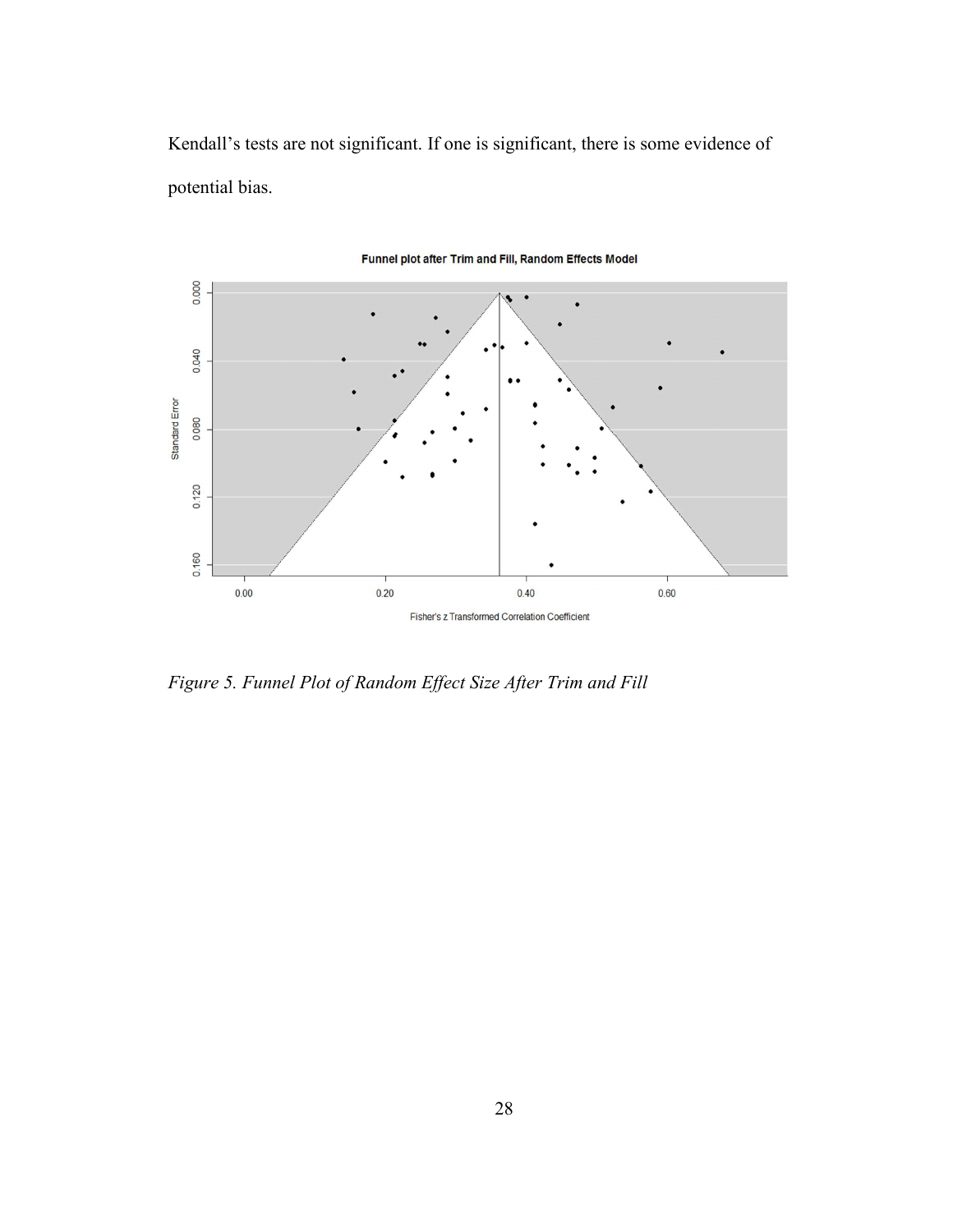Kendall's tests are not significant. If one is significant, there is some evidence of potential bias.

*Figure 5. Funnel Plot of Random Effect Size After Trim and Fill*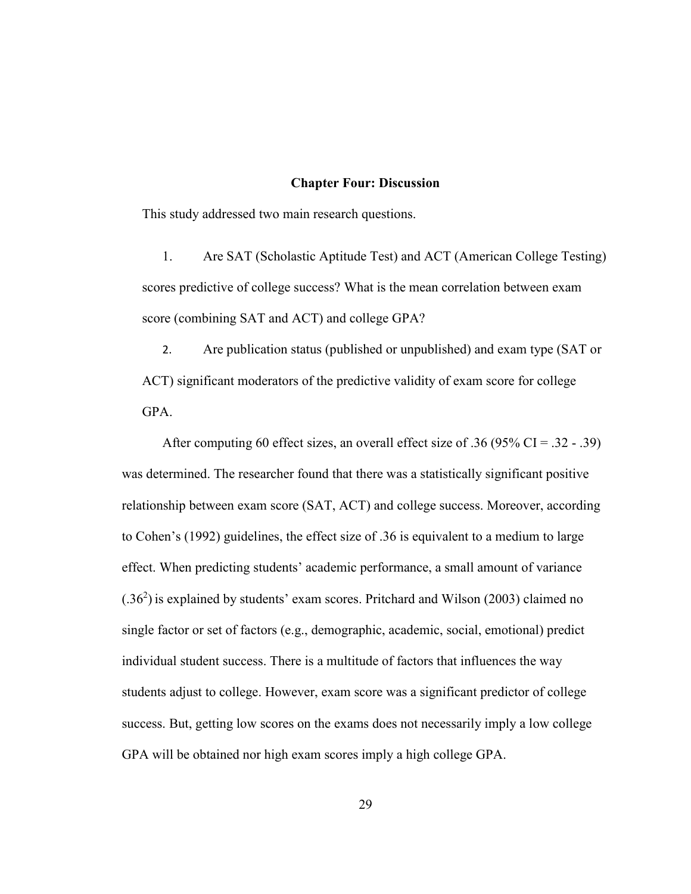## Chapter Four: Discussion

This study addressed two main research questions.

1. Are SAT (Scholastic Aptitude Test) and ACT (American College Testing) scores predictive of college success? What is the mean correlation between exam score (combining SAT and ACT) and college GPA?

2. Are publication status (published or unpublished) and exam type (SAT or ACT) significant moderators of the predictive validity of exam score for college GPA.

After computing 60 effect sizes, an overall effect size of .36 (95% CI = .32 - .39) was determined. The researcher found that there was a statistically significant positive relationship between exam score (SAT, ACT) and college success. Moreover, according to Cohen's (1992) guidelines, the effect size of .36 is equivalent to a medium to large effect. When predicting students' academic performance, a small amount of variance ($.36^2$) is explained by students' exam scores. Pritchard and Wilson (2003) claimed no single factor or set of factors (e.g., demographic, academic, social, emotional) predict individual student success. There is a multitude of factors that influences the way students adjust to college. However, exam score was a significant predictor of college success. But, getting low scores on the exams does not necessarily imply a low college GPA will be obtained nor high exam scores imply a high college GPA.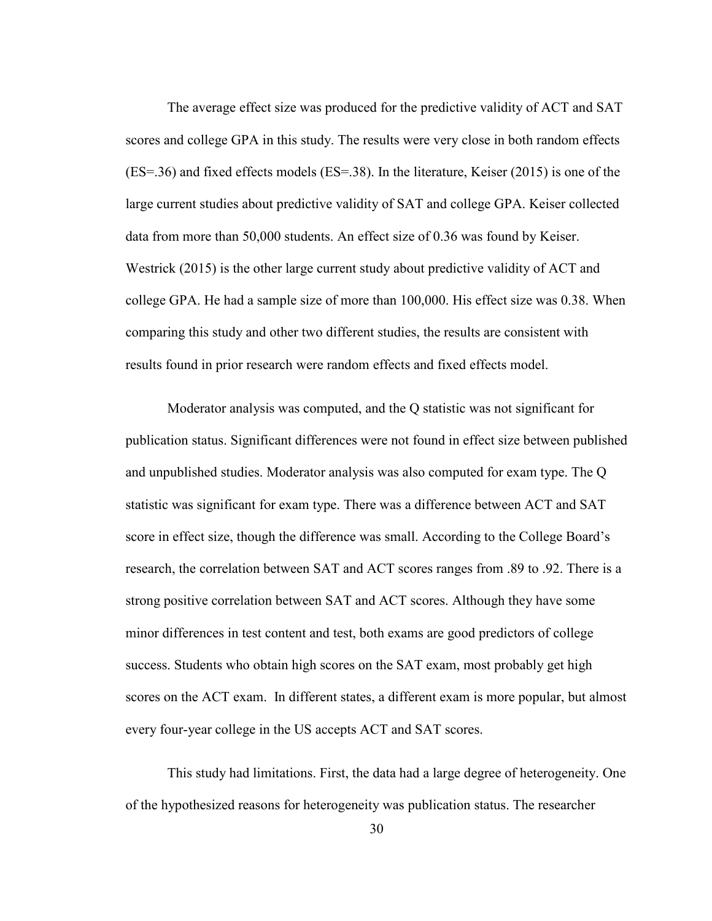The average effect size was produced for the predictive validity of ACT and SAT scores and college GPA in this study. The results were very close in both random effects (ES=.36) and fixed effects models (ES=.38). In the literature, Keiser (2015) is one of the large current studies about predictive validity of SAT and college GPA. Keiser collected data from more than 50,000 students. An effect size of 0.36 was found by Keiser. Westrick (2015) is the other large current study about predictive validity of ACT and college GPA. He had a sample size of more than 100,000. His effect size was 0.38. When comparing this study and other two different studies, the results are consistent with results found in prior research were random effects and fixed effects model.

Moderator analysis was computed, and the Q statistic was not significant for publication status. Significant differences were not found in effect size between published and unpublished studies. Moderator analysis was also computed for exam type. The Q statistic was significant for exam type. There was a difference between ACT and SAT score in effect size, though the difference was small. According to the College Board's research, the correlation between SAT and ACT scores ranges from .89 to .92. There is a strong positive correlation between SAT and ACT scores. Although they have some minor differences in test content and test, both exams are good predictors of college success. Students who obtain high scores on the SAT exam, most probably get high scores on the ACT exam. In different states, a different exam is more popular, but almost every four-year college in the US accepts ACT and SAT scores.

This study had limitations. First, the data had a large degree of heterogeneity. One of the hypothesized reasons for heterogeneity was publication status. The researcher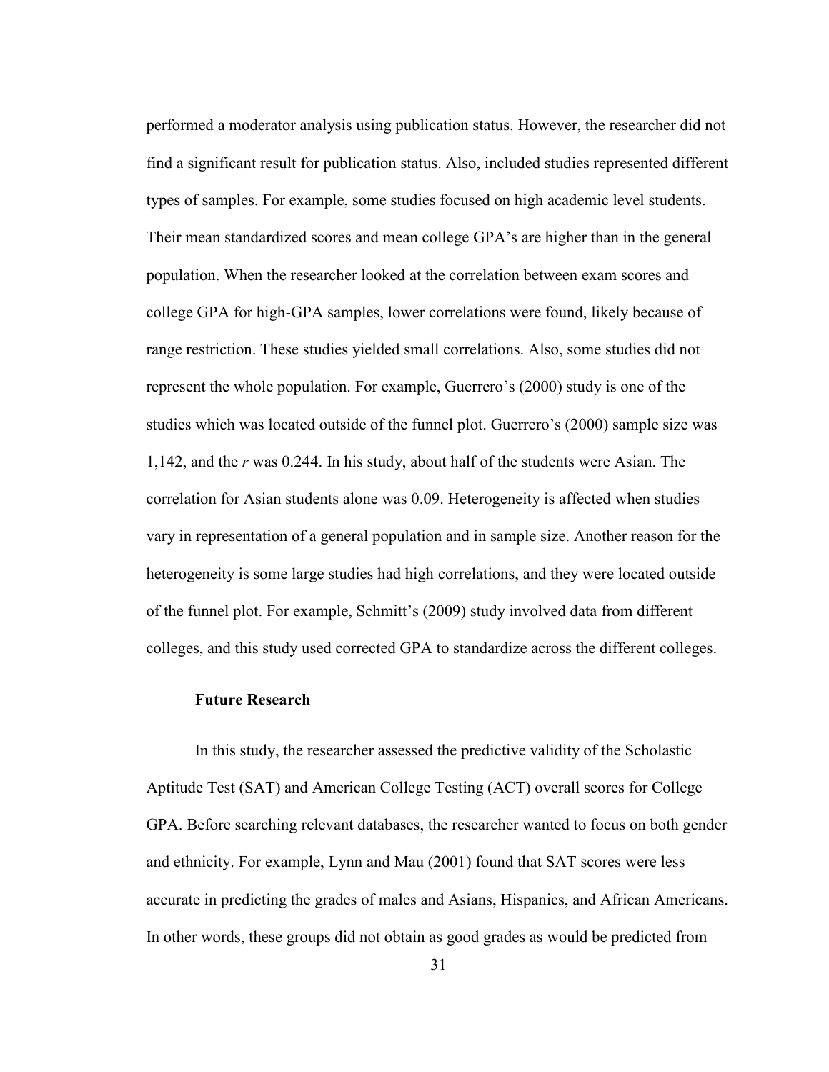performed a moderator analysis using publication status. However, the researcher did not find a significant result for publication status. Also, included studies represented different types of samples. For example, some studies focused on high academic level students. Their mean standardized scores and mean college GPA's are higher than in the general population. When the researcher looked at the correlation between exam scores and college GPA for high-GPA samples, lower correlations were found, likely because of range restriction. These studies yielded small correlations. Also, some studies did not represent the whole population. For example, Guerrero's (2000) study is one of the studies which was located outside of the funnel plot. Guerrero's (2000) sample size was 1,142, and the *r* was 0.244. In his study, about half of the students were Asian. The correlation for Asian students alone was 0.09. Heterogeneity is affected when studies vary in representation of a general population and in sample size. Another reason for the heterogeneity is some large studies had high correlations, and they were located outside of the funnel plot. For example, Schmitt's (2009) study involved data from different colleges, and this study used corrected GPA to standardize across the different colleges.

### Future Research

In this study, the researcher assessed the predictive validity of the Scholastic Aptitude Test (SAT) and American College Testing (ACT) overall scores for College GPA. Before searching relevant databases, the researcher wanted to focus on both gender and ethnicity. For example, Lynn and Mau (2001) found that SAT scores were less accurate in predicting the grades of males and Asians, Hispanics, and African Americans. In other words, these groups did not obtain as good grades as would be predicted from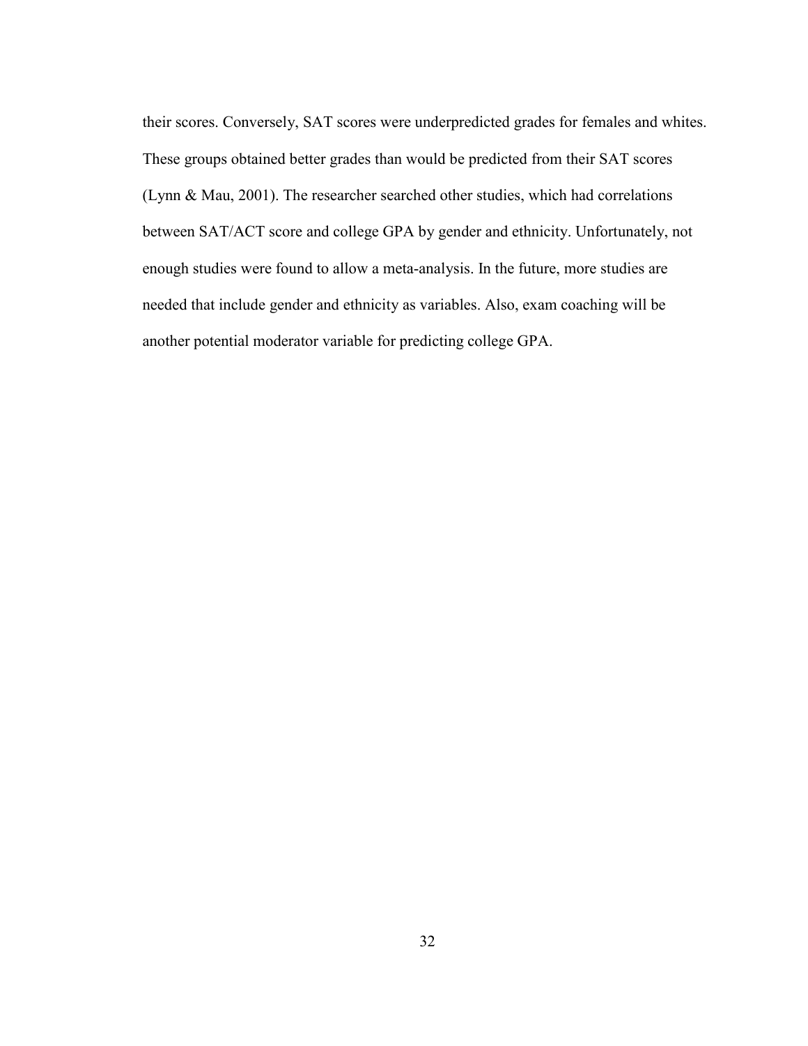their scores. Conversely, SAT scores were underpredicted grades for females and whites. These groups obtained better grades than would be predicted from their SAT scores (Lynn & Mau, 2001). The researcher searched other studies, which had correlations between SAT/ACT score and college GPA by gender and ethnicity. Unfortunately, not enough studies were found to allow a meta-analysis. In the future, more studies are needed that include gender and ethnicity as variables. Also, exam coaching will be another potential moderator variable for predicting college GPA.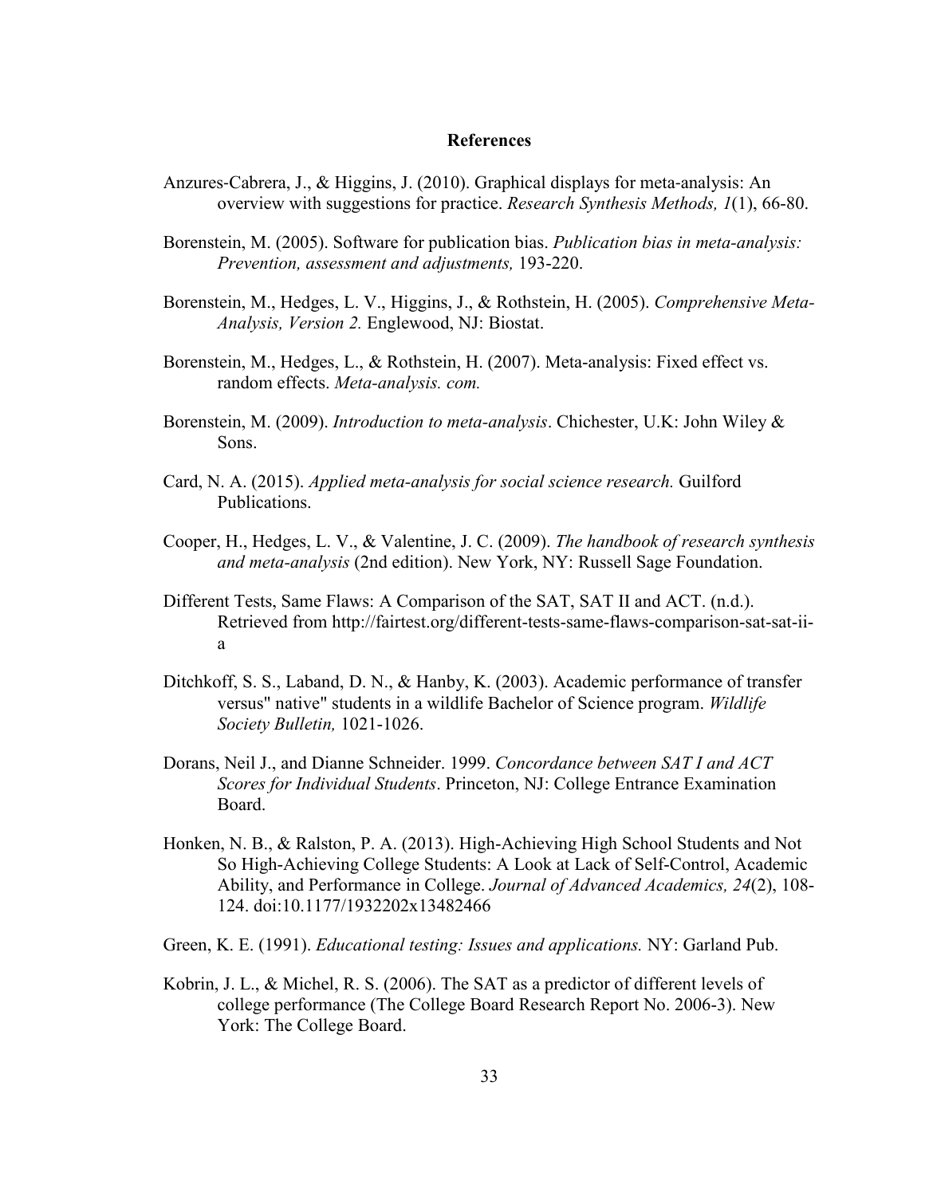## References

Anzures-Cabrera, J., & Higgins, J. (2010). Graphical displays for meta-analysis: An overview with suggestions for practice. *Research Synthesis Methods, 1*(1), 66-80.

Borenstein, M. (2005). Software for publication bias. *Publication bias in meta-analysis: Prevention, assessment and adjustments,* 193-220.

Borenstein, M., Hedges, L. V., Higgins, J., & Rothstein, H. (2005). *Comprehensive Meta-Analysis, Version 2.* Englewood, NJ: Biostat.

Borenstein, M., Hedges, L., & Rothstein, H. (2007). Meta-analysis: Fixed effect vs. random effects. *Meta-analysis. com.*

Borenstein, M. (2009). *Introduction to meta-analysis*. Chichester, U.K: John Wiley & Sons.

Card, N. A. (2015). *Applied meta-analysis for social science research.* Guilford Publications.

Cooper, H., Hedges, L. V., & Valentine, J. C. (2009). *The handbook of research synthesis and meta-analysis* (2nd edition). New York, NY: Russell Sage Foundation.

Different Tests, Same Flaws: A Comparison of the SAT, SAT II and ACT. (n.d.). Retrieved from http://fairtest.org/different-tests-same-flaws-comparison-sat-sat-ii-a

Ditchkoff, S. S., Laband, D. N., & Hanby, K. (2003). Academic performance of transfer versus" native" students in a wildlife Bachelor of Science program. *Wildlife Society Bulletin,* 1021-1026.

Dorans, Neil J., and Dianne Schneider. 1999. *Concordance between SAT I and ACT Scores for Individual Students*. Princeton, NJ: College Entrance Examination Board.

Honken, N. B., & Ralston, P. A. (2013). High-Achieving High School Students and Not So High-Achieving College Students: A Look at Lack of Self-Control, Academic Ability, and Performance in College. *Journal of Advanced Academics, 24*(2), 108-124. doi:10.1177/1932202x13482466

Green, K. E. (1991). *Educational testing: Issues and applications.* NY: Garland Pub.

Kobrin, J. L., & Michel, R. S. (2006). The SAT as a predictor of different levels of college performance (The College Board Research Report No. 2006-3). New York: The College Board.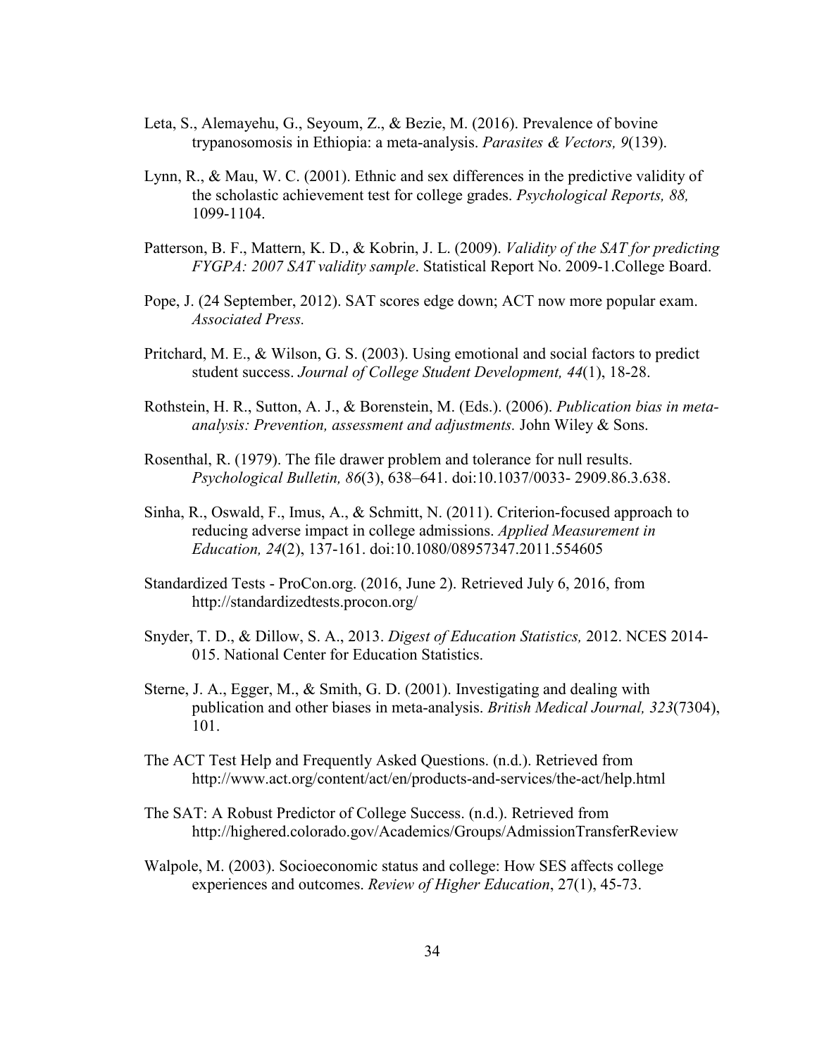Leta, S., Alemayehu, G., Seyoum, Z., & Bezie, M. (2016). Prevalence of bovine trypanosomosis in Ethiopia: a meta-analysis. *Parasites & Vectors, 9*(139).

Lynn, R., & Mau, W. C. (2001). Ethnic and sex differences in the predictive validity of the scholastic achievement test for college grades. *Psychological Reports, 88,* 1099-1104.

Patterson, B. F., Mattern, K. D., & Kobrin, J. L. (2009). *Validity of the SAT for predicting FYGPA: 2007 SAT validity sample*. Statistical Report No. 2009-1.College Board.

Pope, J. (24 September, 2012). SAT scores edge down; ACT now more popular exam. *Associated Press.*

Pritchard, M. E., & Wilson, G. S. (2003). Using emotional and social factors to predict student success. *Journal of College Student Development, 44*(1), 18-28.

Rothstein, H. R., Sutton, A. J., & Borenstein, M. (Eds.). (2006). *Publication bias in meta-analysis: Prevention, assessment and adjustments.* John Wiley & Sons.

Rosenthal, R. (1979). The file drawer problem and tolerance for null results. *Psychological Bulletin, 86*(3), 638–641. doi:10.1037/0033- 2909.86.3.638.

Sinha, R., Oswald, F., Imus, A., & Schmitt, N. (2011). Criterion-focused approach to reducing adverse impact in college admissions. *Applied Measurement in Education, 24*(2), 137-161. doi:10.1080/08957347.2011.554605

Standardized Tests - ProCon.org. (2016, June 2). Retrieved July 6, 2016, from http://standardizedtests.procon.org/

Snyder, T. D., & Dillow, S. A., 2013. *Digest of Education Statistics,* 2012. NCES 2014-015. National Center for Education Statistics.

Sterne, J. A., Egger, M., & Smith, G. D. (2001). Investigating and dealing with publication and other biases in meta-analysis. *British Medical Journal, 323*(7304), 101.

The ACT Test Help and Frequently Asked Questions. (n.d.). Retrieved from http://www.act.org/content/act/en/products-and-services/the-act/help.html

The SAT: A Robust Predictor of College Success. (n.d.). Retrieved from http://highered.colorado.gov/Academics/Groups/AdmissionTransferReview

Walpole, M. (2003). Socioeconomic status and college: How SES affects college experiences and outcomes. *Review of Higher Education*, 27(1), 45-73.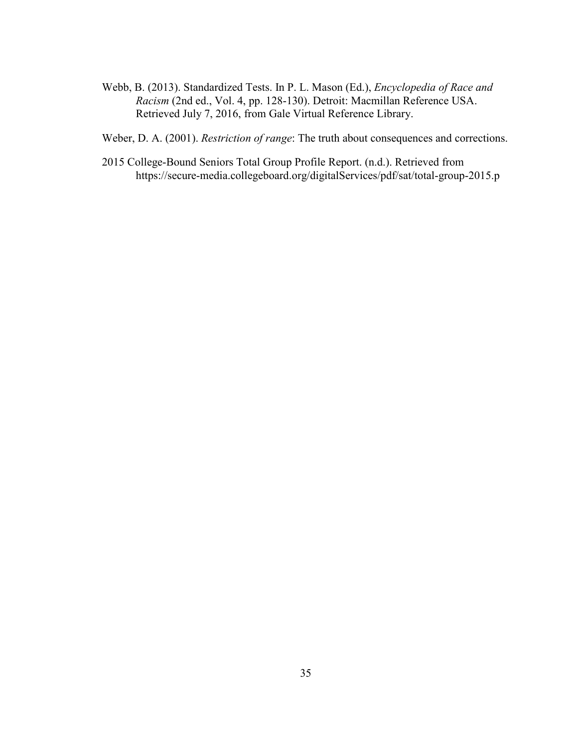Webb, B. (2013). Standardized Tests. In P. L. Mason (Ed.), *Encyclopedia of Race and Racism* (2nd ed., Vol. 4, pp. 128-130). Detroit: Macmillan Reference USA. Retrieved July 7, 2016, from Gale Virtual Reference Library.

Weber, D. A. (2001). *Restriction of range*: The truth about consequences and corrections.

2015 College-Bound Seniors Total Group Profile Report. (n.d.). Retrieved from https://secure-media.collegeboard.org/digitalServices/pdf/sat/total-group-2015.p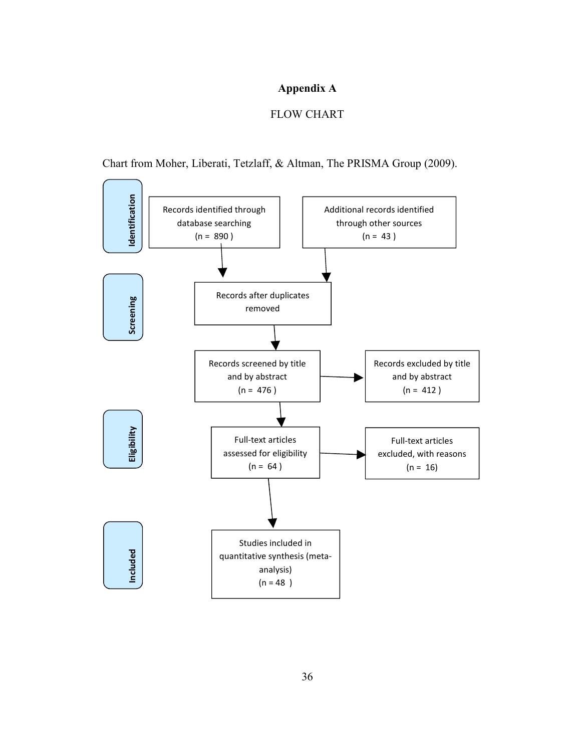# Appendix A

FLOW CHART

Chart from Moher, Liberati, Tetzlaff, & Altman, The PRISMA Group (2009).

**Identification**

Records identified through database searching (n = 890 )

Additional records identified through other sources (n = 43 )

**Screening**

Records after duplicates removed

Records screened by title and by abstract (n = 476 )

Records excluded by title and by abstract (n = 412 )

**Eligibility**

Full-text articles assessed for eligibility (n = 64 )

Full-text articles excluded, with reasons (n = 16)

**Included**

Studies included in quantitative synthesis (meta-analysis) (n = 48 )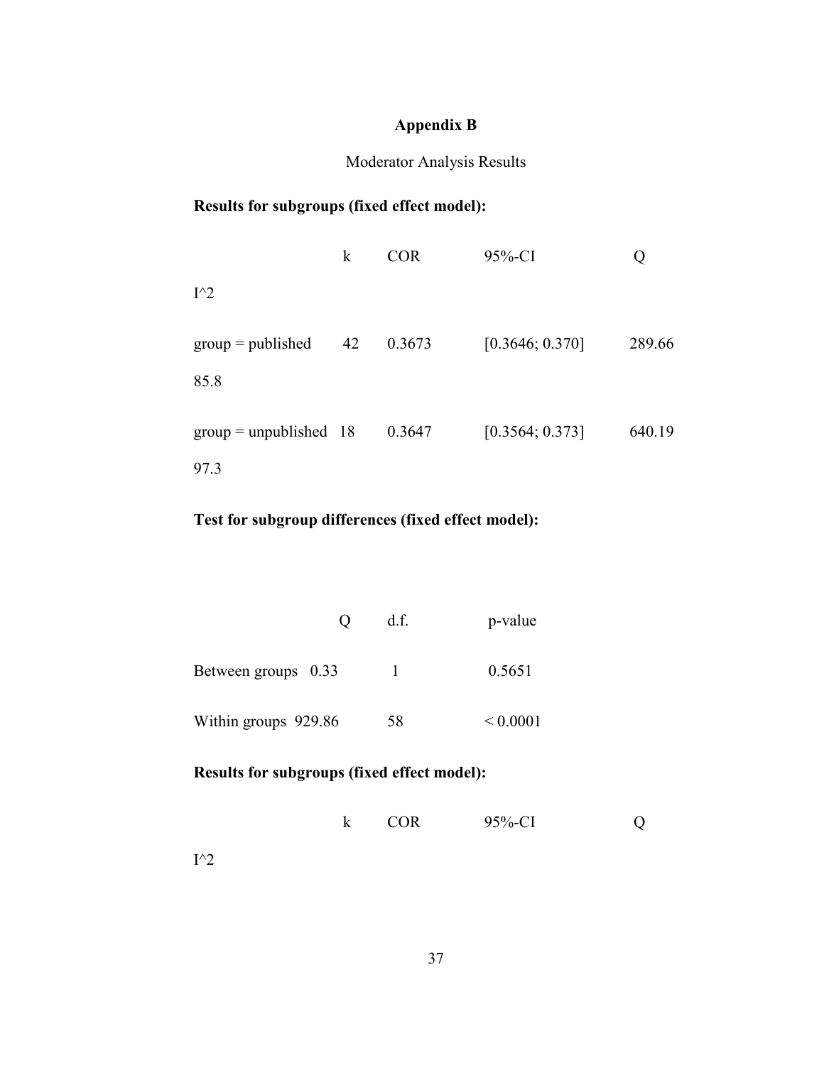# Appendix B

Moderator Analysis Results

**Results for subgroups (fixed effect model):**

| | k | COR | 95%-CI | Q | I^2 |
|---|---|---|---|---|---|
| group = published | 42 | 0.3673 | [0.3646; 0.370] | 289.66 | 85.8 |
| group = unpublished | 18 | 0.3647 | [0.3564; 0.373] | 640.19 | 97.3 |

**Test for subgroup differences (fixed effect model):**

| | Q | d.f. | p-value |
|---|---|---|---|
| Between groups | 0.33 | 1 | 0.5651 |
| Within groups | 929.86 | 58 | < 0.0001 |

**Results for subgroups (fixed effect model):**

| | k | COR | 95%-CI | Q | I^2 |
|---|---|---|---|---|---|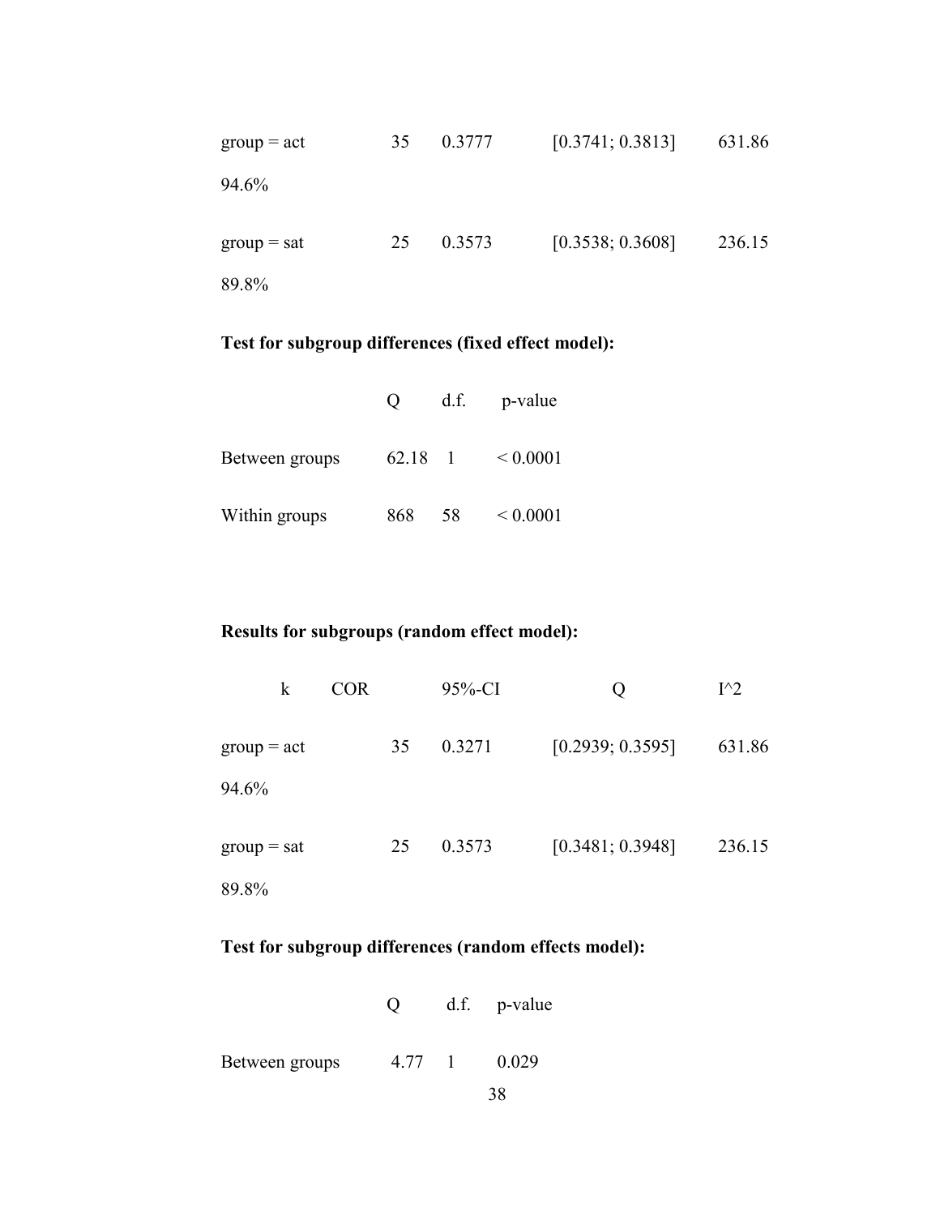| | k | COR | 95%-CI | Q | I^2 |
|---|---|---|---|---|---|
| group = act | 35 | 0.3777 | [0.3741; 0.3813] | 631.86 | 94.6% |
| group = sat | 25 | 0.3573 | [0.3538; 0.3608] | 236.15 | 89.8% |

**Test for subgroup differences (fixed effect model):**

| | Q | d.f. | p-value |
|---|---|---|---|
| Between groups | 62.18 | 1 | < 0.0001 |
| Within groups | 868 | 58 | < 0.0001 |

**Results for subgroups (random effect model):**

| | k | COR | 95%-CI | Q | I^2 |
|---|---|---|---|---|---|
| group = act | 35 | 0.3271 | [0.2939; 0.3595] | 631.86 | 94.6% |
| group = sat | 25 | 0.3573 | [0.3481; 0.3948] | 236.15 | 89.8% |

**Test for subgroup differences (random effects model):**

| | Q | d.f. | p-value |
|---|---|---|---|
| Between groups | 4.77 | 1 | 0.029 |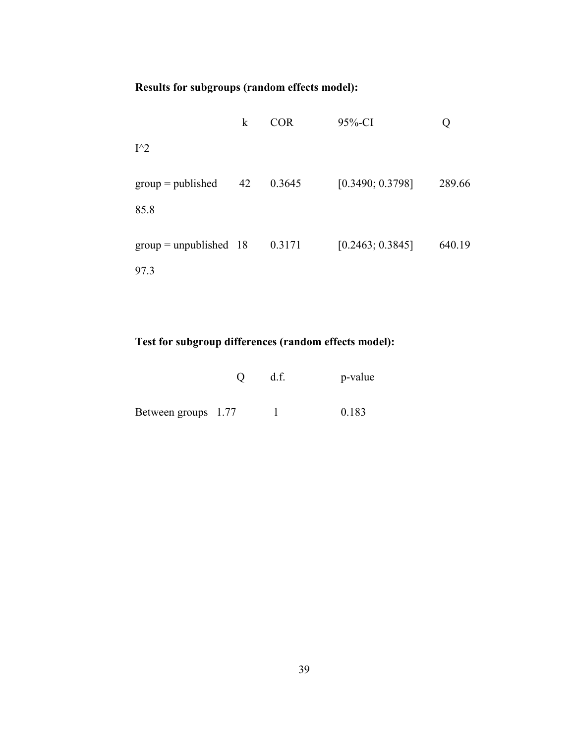**Results for subgroups (random effects model):**

| | k | COR | 95%-CI | Q | I^2 |
|---|---|---|---|---|---|
| group = published | 42 | 0.3645 | [0.3490; 0.3798] | 289.66 | 85.8 |
| group = unpublished | 18 | 0.3171 | [0.2463; 0.3845] | 640.19 | 97.3 |

**Test for subgroup differences (random effects model):**

| | Q | d.f. | p-value |
|---|---|---|---|
| Between groups | 1.77 | 1 | 0.183 |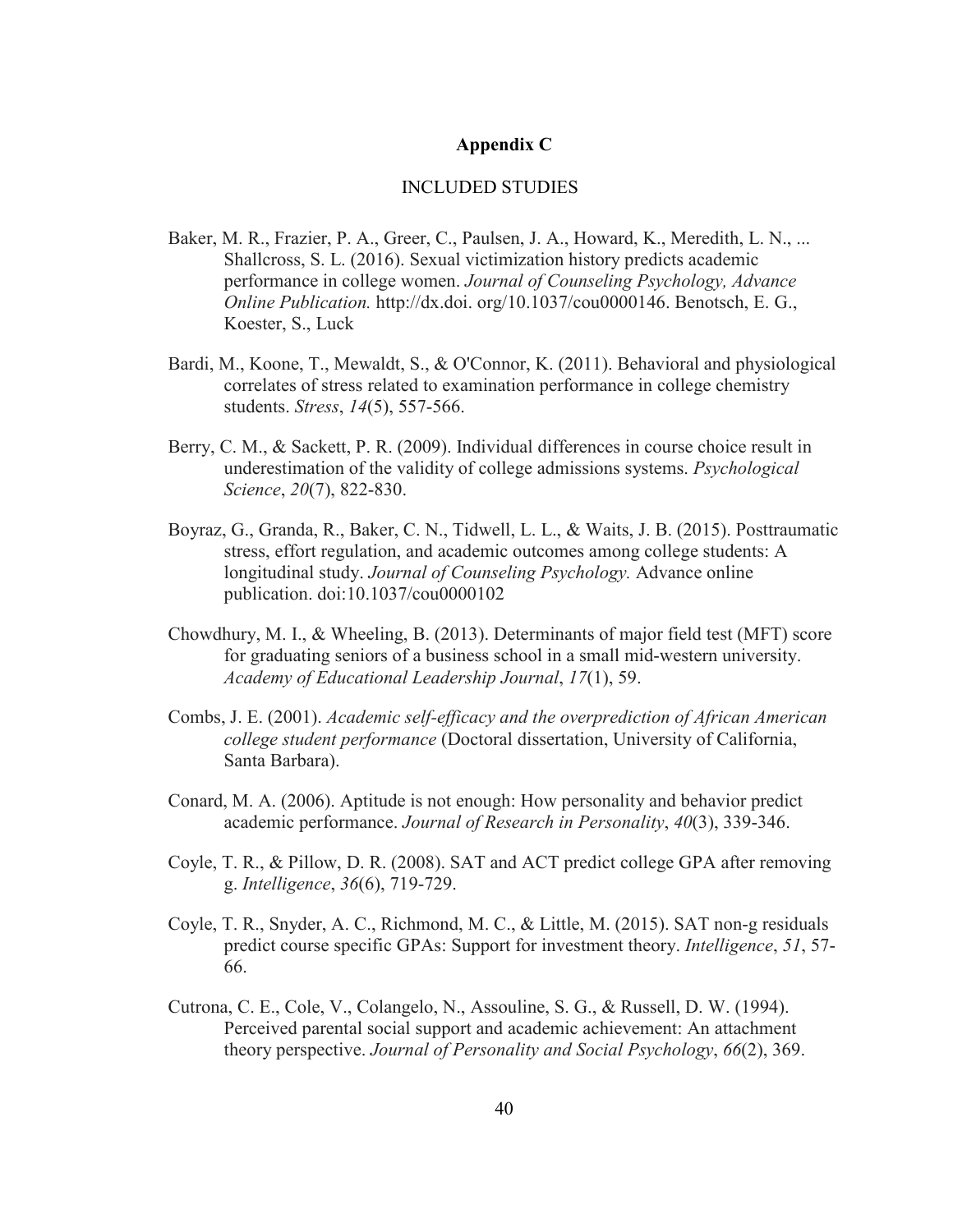## Appendix C

INCLUDED STUDIES

Baker, M. R., Frazier, P. A., Greer, C., Paulsen, J. A., Howard, K., Meredith, L. N., ... Shallcross, S. L. (2016). Sexual victimization history predicts academic performance in college women. *Journal of Counseling Psychology, Advance Online Publication.* http://dx.doi. org/10.1037/cou0000146. Benotsch, E. G., Koester, S., Luck

Bardi, M., Koone, T., Mewaldt, S., & O'Connor, K. (2011). Behavioral and physiological correlates of stress related to examination performance in college chemistry students. *Stress*, *14*(5), 557-566.

Berry, C. M., & Sackett, P. R. (2009). Individual differences in course choice result in underestimation of the validity of college admissions systems. *Psychological Science*, *20*(7), 822-830.

Boyraz, G., Granda, R., Baker, C. N., Tidwell, L. L., & Waits, J. B. (2015). Posttraumatic stress, effort regulation, and academic outcomes among college students: A longitudinal study. *Journal of Counseling Psychology.* Advance online publication. doi:10.1037/cou0000102

Chowdhury, M. I., & Wheeling, B. (2013). Determinants of major field test (MFT) score for graduating seniors of a business school in a small mid-western university. *Academy of Educational Leadership Journal*, *17*(1), 59.

Combs, J. E. (2001). *Academic self-efficacy and the overprediction of African American college student performance* (Doctoral dissertation, University of California, Santa Barbara).

Conard, M. A. (2006). Aptitude is not enough: How personality and behavior predict academic performance. *Journal of Research in Personality*, *40*(3), 339-346.

Coyle, T. R., & Pillow, D. R. (2008). SAT and ACT predict college GPA after removing g. *Intelligence*, *36*(6), 719-729.

Coyle, T. R., Snyder, A. C., Richmond, M. C., & Little, M. (2015). SAT non-g residuals predict course specific GPAs: Support for investment theory. *Intelligence*, *51*, 57-66.

Cutrona, C. E., Cole, V., Colangelo, N., Assouline, S. G., & Russell, D. W. (1994). Perceived parental social support and academic achievement: An attachment theory perspective. *Journal of Personality and Social Psychology*, *66*(2), 369.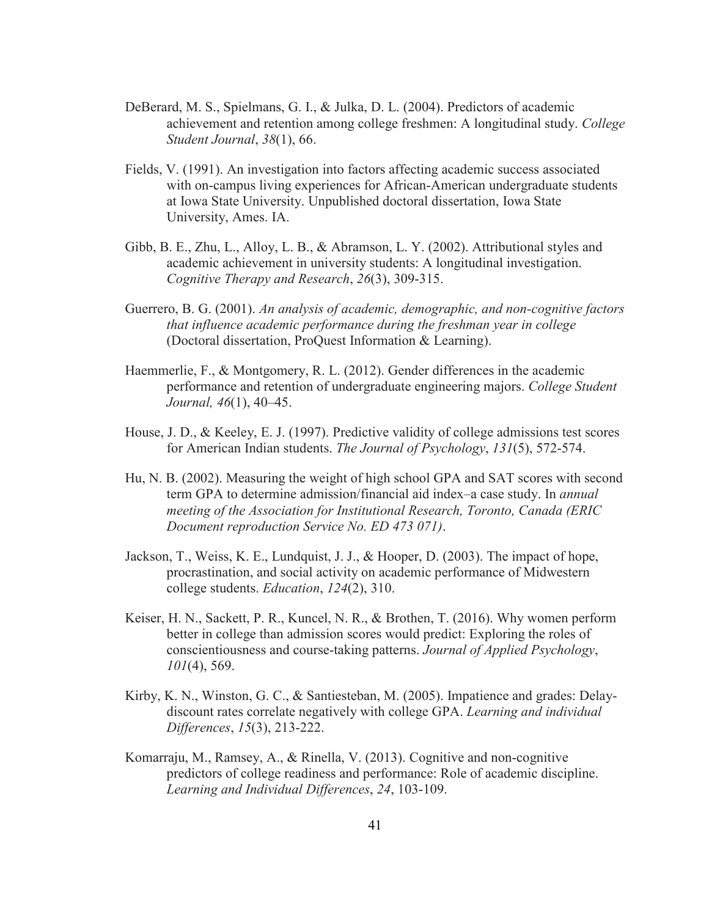DeBerard, M. S., Spielmans, G. I., & Julka, D. L. (2004). Predictors of academic achievement and retention among college freshmen: A longitudinal study. *College Student Journal*, *38*(1), 66.

Fields, V. (1991). An investigation into factors affecting academic success associated with on-campus living experiences for African-American undergraduate students at Iowa State University. Unpublished doctoral dissertation, Iowa State University, Ames. IA.

Gibb, B. E., Zhu, L., Alloy, L. B., & Abramson, L. Y. (2002). Attributional styles and academic achievement in university students: A longitudinal investigation. *Cognitive Therapy and Research*, *26*(3), 309-315.

Guerrero, B. G. (2001). *An analysis of academic, demographic, and non-cognitive factors that influence academic performance during the freshman year in college* (Doctoral dissertation, ProQuest Information & Learning).

Haemmerlie, F., & Montgomery, R. L. (2012). Gender differences in the academic performance and retention of undergraduate engineering majors. *College Student Journal, 46*(1), 40–45.

House, J. D., & Keeley, E. J. (1997). Predictive validity of college admissions test scores for American Indian students. *The Journal of Psychology*, *131*(5), 572-574.

Hu, N. B. (2002). Measuring the weight of high school GPA and SAT scores with second term GPA to determine admission/financial aid index–a case study. In *annual meeting of the Association for Institutional Research, Toronto, Canada (ERIC Document reproduction Service No. ED 473 071)*.

Jackson, T., Weiss, K. E., Lundquist, J. J., & Hooper, D. (2003). The impact of hope, procrastination, and social activity on academic performance of Midwestern college students. *Education*, *124*(2), 310.

Keiser, H. N., Sackett, P. R., Kuncel, N. R., & Brothen, T. (2016). Why women perform better in college than admission scores would predict: Exploring the roles of conscientiousness and course-taking patterns. *Journal of Applied Psychology*, *101*(4), 569.

Kirby, K. N., Winston, G. C., & Santiesteban, M. (2005). Impatience and grades: Delay-discount rates correlate negatively with college GPA. *Learning and individual Differences*, *15*(3), 213-222.

Komarraju, M., Ramsey, A., & Rinella, V. (2013). Cognitive and non-cognitive predictors of college readiness and performance: Role of academic discipline. *Learning and Individual Differences*, *24*, 103-109.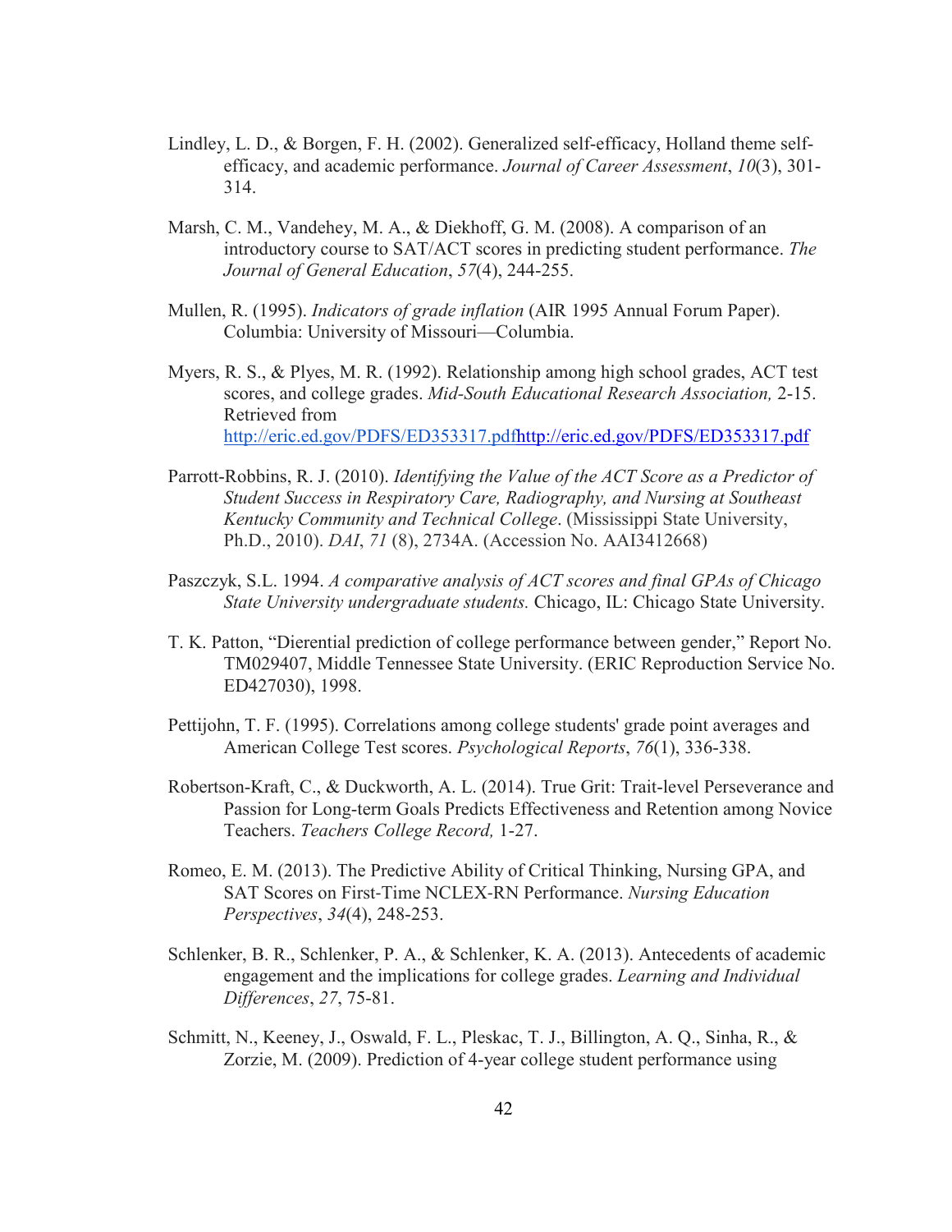Lindley, L. D., & Borgen, F. H. (2002). Generalized self-efficacy, Holland theme self-efficacy, and academic performance. *Journal of Career Assessment*, *10*(3), 301-314.

Marsh, C. M., Vandehey, M. A., & Diekhoff, G. M. (2008). A comparison of an introductory course to SAT/ACT scores in predicting student performance. *The Journal of General Education*, *57*(4), 244-255.

Mullen, R. (1995). *Indicators of grade inflation* (AIR 1995 Annual Forum Paper). Columbia: University of Missouri—Columbia.

Myers, R. S., & Plyes, M. R. (1992). Relationship among high school grades, ACT test scores, and college grades. *Mid-South Educational Research Association,* 2-15. Retrieved from http://eric.ed.gov/PDFS/ED353317.pdfhttp://eric.ed.gov/PDFS/ED353317.pdf

Parrott-Robbins, R. J. (2010). *Identifying the Value of the ACT Score as a Predictor of Student Success in Respiratory Care, Radiography, and Nursing at Southeast Kentucky Community and Technical College*. (Mississippi State University, Ph.D., 2010). *DAI*, *71* (8), 2734A. (Accession No. AAI3412668)

Paszczyk, S.L. 1994. *A comparative analysis of ACT scores and final GPAs of Chicago State University undergraduate students.* Chicago, IL: Chicago State University.

T. K. Patton, "Dierential prediction of college performance between gender," Report No. TM029407, Middle Tennessee State University. (ERIC Reproduction Service No. ED427030), 1998.

Pettijohn, T. F. (1995). Correlations among college students' grade point averages and American College Test scores. *Psychological Reports*, *76*(1), 336-338.

Robertson-Kraft, C., & Duckworth, A. L. (2014). True Grit: Trait-level Perseverance and Passion for Long-term Goals Predicts Effectiveness and Retention among Novice Teachers. *Teachers College Record,* 1-27.

Romeo, E. M. (2013). The Predictive Ability of Critical Thinking, Nursing GPA, and SAT Scores on First-Time NCLEX-RN Performance. *Nursing Education Perspectives*, *34*(4), 248-253.

Schlenker, B. R., Schlenker, P. A., & Schlenker, K. A. (2013). Antecedents of academic engagement and the implications for college grades. *Learning and Individual Differences*, *27*, 75-81.

Schmitt, N., Keeney, J., Oswald, F. L., Pleskac, T. J., Billington, A. Q., Sinha, R., & Zorzie, M. (2009). Prediction of 4-year college student performance using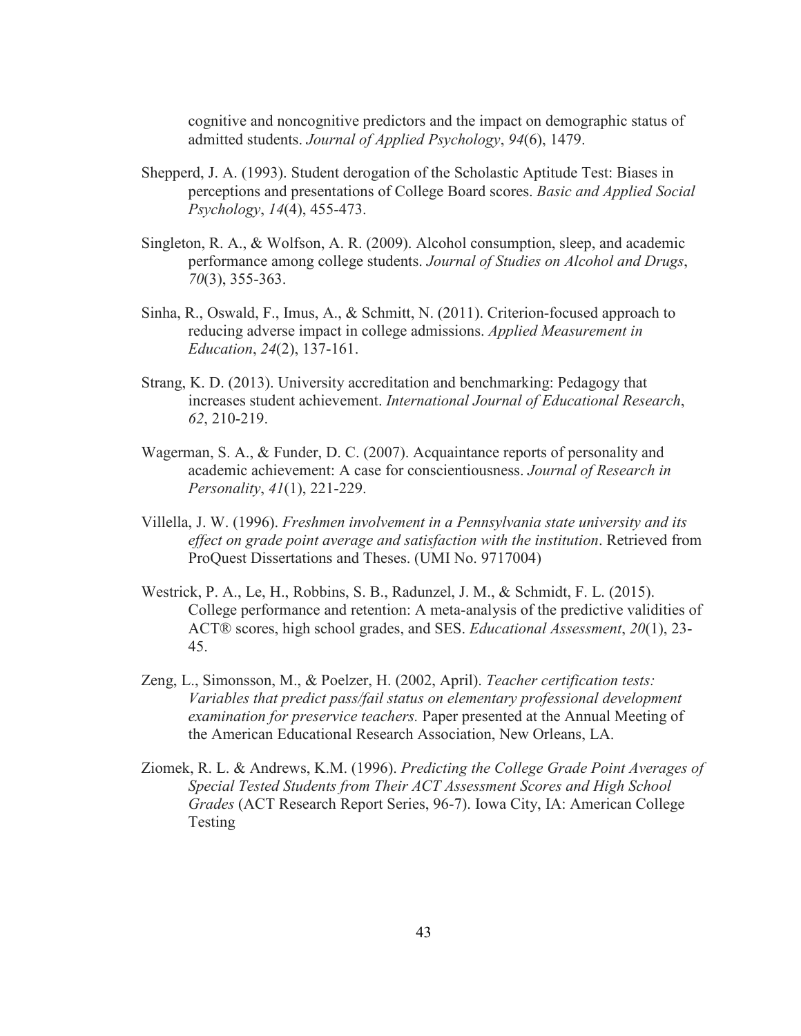cognitive and noncognitive predictors and the impact on demographic status of admitted students. *Journal of Applied Psychology*, *94*(6), 1479.

Shepperd, J. A. (1993). Student derogation of the Scholastic Aptitude Test: Biases in perceptions and presentations of College Board scores. *Basic and Applied Social Psychology*, *14*(4), 455-473.

Singleton, R. A., & Wolfson, A. R. (2009). Alcohol consumption, sleep, and academic performance among college students. *Journal of Studies on Alcohol and Drugs*, *70*(3), 355-363.

Sinha, R., Oswald, F., Imus, A., & Schmitt, N. (2011). Criterion-focused approach to reducing adverse impact in college admissions. *Applied Measurement in Education*, *24*(2), 137-161.

Strang, K. D. (2013). University accreditation and benchmarking: Pedagogy that increases student achievement. *International Journal of Educational Research*, *62*, 210-219.

Wagerman, S. A., & Funder, D. C. (2007). Acquaintance reports of personality and academic achievement: A case for conscientiousness. *Journal of Research in Personality*, *41*(1), 221-229.

Villella, J. W. (1996). *Freshmen involvement in a Pennsylvania state university and its effect on grade point average and satisfaction with the institution*. Retrieved from ProQuest Dissertations and Theses. (UMI No. 9717004)

Westrick, P. A., Le, H., Robbins, S. B., Radunzel, J. M., & Schmidt, F. L. (2015). College performance and retention: A meta-analysis of the predictive validities of ACT® scores, high school grades, and SES. *Educational Assessment*, *20*(1), 23-45.

Zeng, L., Simonsson, M., & Poelzer, H. (2002, April). *Teacher certification tests: Variables that predict pass/fail status on elementary professional development examination for preservice teachers.* Paper presented at the Annual Meeting of the American Educational Research Association, New Orleans, LA.

Ziomek, R. L. & Andrews, K.M. (1996). *Predicting the College Grade Point Averages of Special Tested Students from Their ACT Assessment Scores and High School Grades* (ACT Research Report Series, 96-7). Iowa City, IA: American College Testing